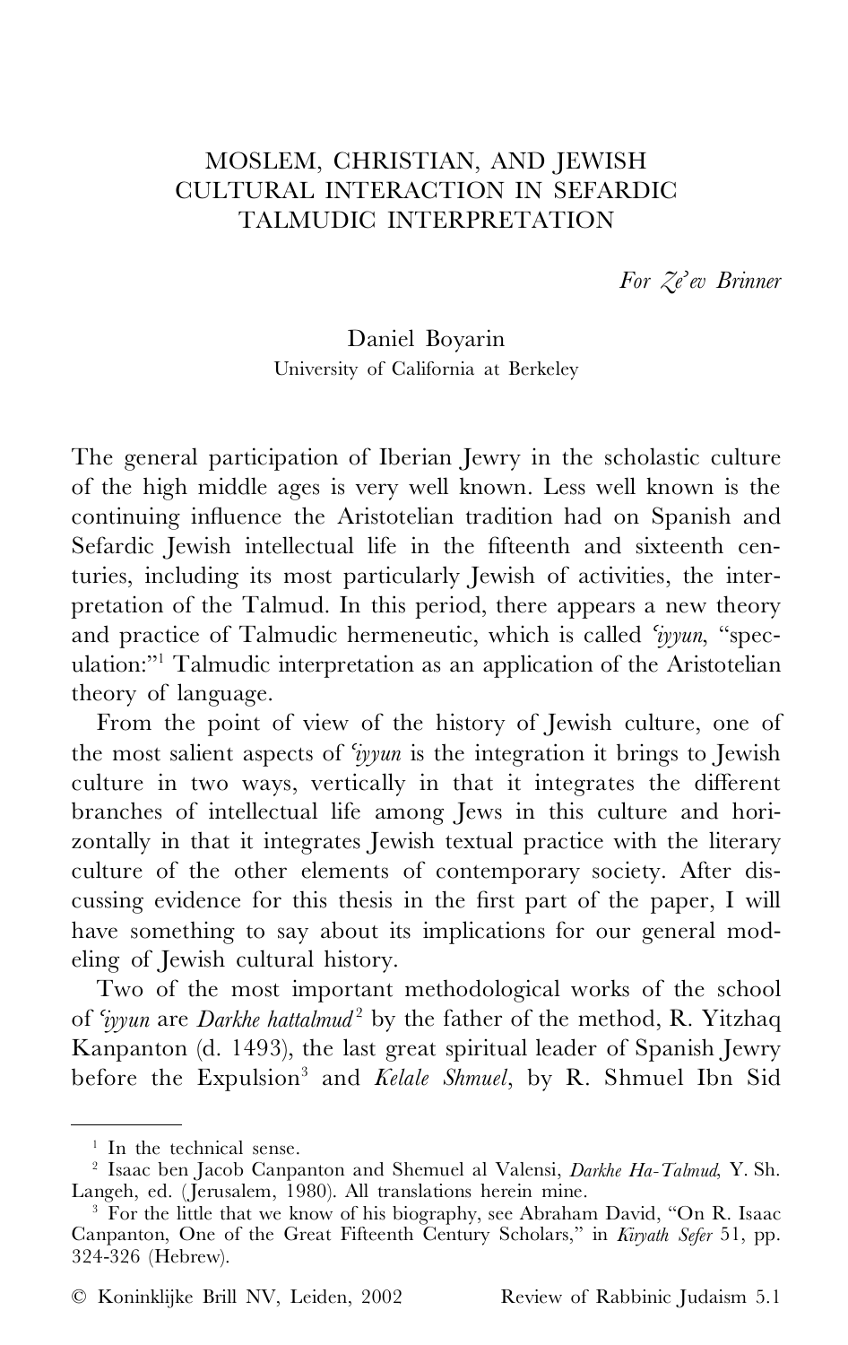# MOSLEM, CHRISTIAN, AND JEWISH CULTURAL INTERACTION IN SEFARDIC TALMUDIC INTERPRETATION

*For Ze'ev Brinner*

Daniel Boyarin
University of California at Berkeley

The general participation of Iberian Jewry in the scholastic culture of the high middle ages is very well known. Less well known is the continuing influence the Aristotelian tradition had on Spanish and Sefardic Jewish intellectual life in the fifteenth and sixteenth centuries, including its most particularly Jewish of activities, the interpretation of the Talmud. In this period, there appears a new theory and practice of Talmudic hermeneutic, which is called *'iyyun*, "speculation:"[1] Talmudic interpretation as an application of the Aristotelian theory of language.

From the point of view of the history of Jewish culture, one of the most salient aspects of *'iyyun* is the integration it brings to Jewish culture in two ways, vertically in that it integrates the different branches of intellectual life among Jews in this culture and horizontally in that it integrates Jewish textual practice with the literary culture of the other elements of contemporary society. After discussing evidence for this thesis in the first part of the paper, I will have something to say about its implications for our general modeling of Jewish cultural history.

Two of the most important methodological works of the school of *'iyyun* are *Darkhe hattalmud*[2] by the father of the method, R. Yitzhaq Kanpanton (d. 1493), the last great spiritual leader of Spanish Jewry before the Expulsion[3] and *Kelale Shmuel*, by R. Shmuel Ibn Sid

---

[1] In the technical sense.

[2] Isaac ben Jacob Canpanton and Shemuel al Valensi, *Darkhe Ha-Talmud*, Y. Sh. Langeh, ed. (Jerusalem, 1980). All translations herein mine.

[3] For the little that we know of his biography, see Abraham David, "On R. Isaac Canpanton, One of the Great Fifteenth Century Scholars," in *Kiryath Sefer* 51, pp. 324-326 (Hebrew).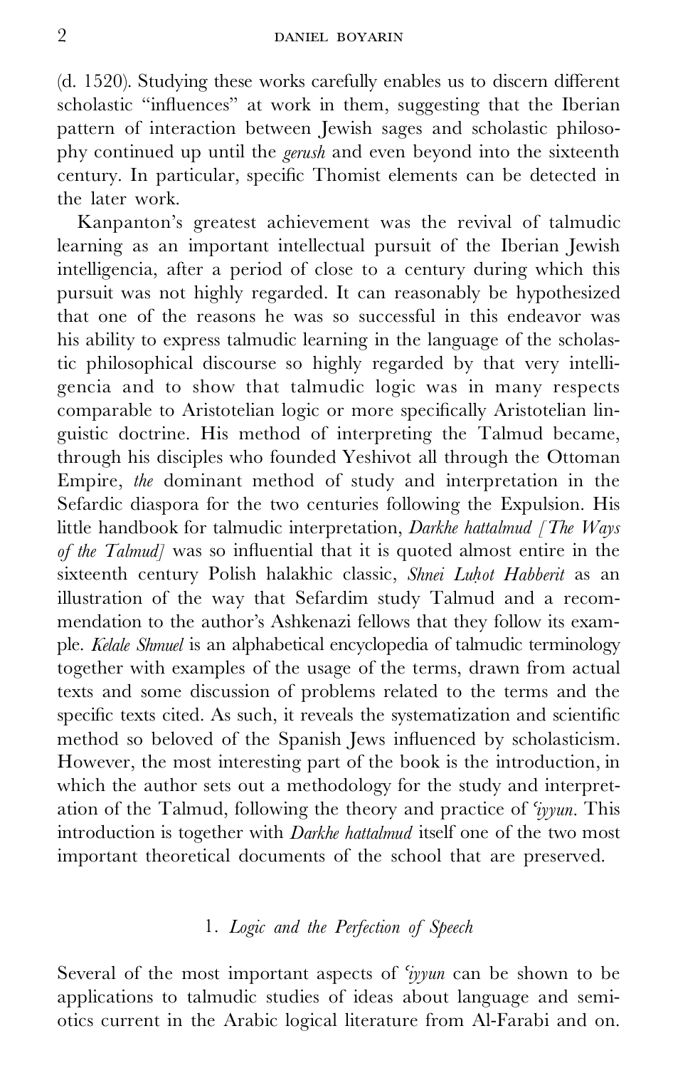(d. 1520). Studying these works carefully enables us to discern different scholastic "influences" at work in them, suggesting that the Iberian pattern of interaction between Jewish sages and scholastic philosophy continued up until the *gerush* and even beyond into the sixteenth century. In particular, specific Thomist elements can be detected in the later work.

Kanpanton's greatest achievement was the revival of talmudic learning as an important intellectual pursuit of the Iberian Jewish intelligencia, after a period of close to a century during which this pursuit was not highly regarded. It can reasonably be hypothesized that one of the reasons he was so successful in this endeavor was his ability to express talmudic learning in the language of the scholastic philosophical discourse so highly regarded by that very intelligencia and to show that talmudic logic was in many respects comparable to Aristotelian logic or more specifically Aristotelian linguistic doctrine. His method of interpreting the Talmud became, through his disciples who founded Yeshivot all through the Ottoman Empire, *the* dominant method of study and interpretation in the Sefardic diaspora for the two centuries following the Expulsion. His little handbook for talmudic interpretation, *Darkhe hattalmud [The Ways of the Talmud]* was so influential that it is quoted almost entire in the sixteenth century Polish halakhic classic, *Shnei Luḥot Habberit* as an illustration of the way that Sefardim study Talmud and a recommendation to the author's Ashkenazi fellows that they follow its example. *Kelale Shmuel* is an alphabetical encyclopedia of talmudic terminology together with examples of the usage of the terms, drawn from actual texts and some discussion of problems related to the terms and the specific texts cited. As such, it reveals the systematization and scientific method so beloved of the Spanish Jews influenced by scholasticism. However, the most interesting part of the book is the introduction, in which the author sets out a methodology for the study and interpretation of the Talmud, following the theory and practice of *ʿiyyun*. This introduction is together with *Darkhe hattalmud* itself one of the two most important theoretical documents of the school that are preserved.

## 1. *Logic and the Perfection of Speech*

Several of the most important aspects of *ʿiyyun* can be shown to be applications to talmudic studies of ideas about language and semiotics current in the Arabic logical literature from Al-Farabi and on.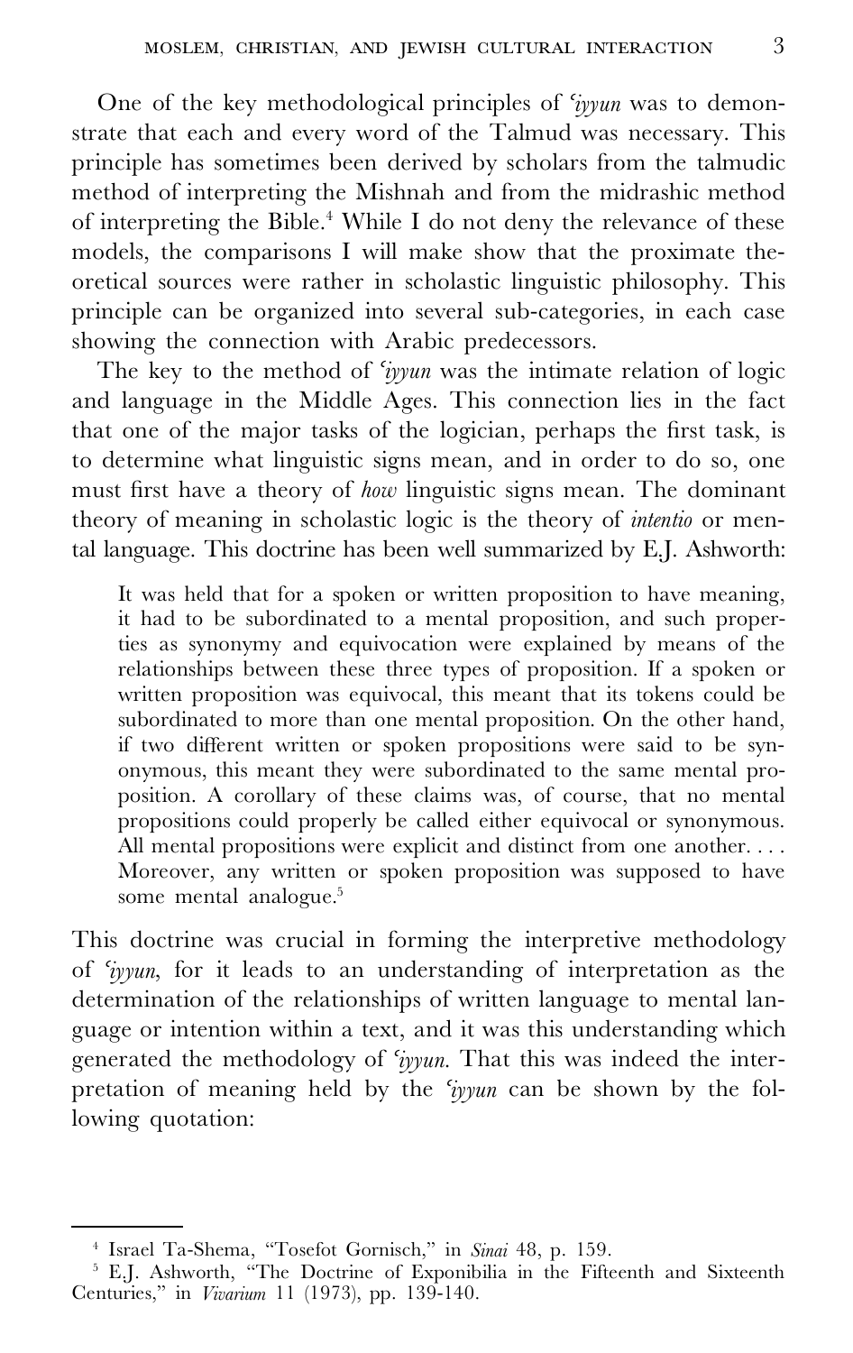One of the key methodological principles of *ʿiyyun* was to demonstrate that each and every word of the Talmud was necessary. This principle has sometimes been derived by scholars from the talmudic method of interpreting the Mishnah and from the midrashic method of interpreting the Bible.[4] While I do not deny the relevance of these models, the comparisons I will make show that the proximate theoretical sources were rather in scholastic linguistic philosophy. This principle can be organized into several sub-categories, in each case showing the connection with Arabic predecessors.

The key to the method of *ʿiyyun* was the intimate relation of logic and language in the Middle Ages. This connection lies in the fact that one of the major tasks of the logician, perhaps the first task, is to determine what linguistic signs mean, and in order to do so, one must first have a theory of *how* linguistic signs mean. The dominant theory of meaning in scholastic logic is the theory of *intentio* or mental language. This doctrine has been well summarized by E.J. Ashworth:

> It was held that for a spoken or written proposition to have meaning, it had to be subordinated to a mental proposition, and such properties as synonymy and equivocation were explained by means of the relationships between these three types of proposition. If a spoken or written proposition was equivocal, this meant that its tokens could be subordinated to more than one mental proposition. On the other hand, if two different written or spoken propositions were said to be synonymous, this meant they were subordinated to the same mental proposition. A corollary of these claims was, of course, that no mental propositions could properly be called either equivocal or synonymous. All mental propositions were explicit and distinct from one another. . . . Moreover, any written or spoken proposition was supposed to have some mental analogue.[5]

This doctrine was crucial in forming the interpretive methodology of *ʿiyyun*, for it leads to an understanding of interpretation as the determination of the relationships of written language to mental language or intention within a text, and it was this understanding which generated the methodology of *ʿiyyun*. That this was indeed the interpretation of meaning held by the *ʿiyyun* can be shown by the following quotation:

---

[4] Israel Ta-Shema, "Tosefot Gornisch," in *Sinai* 48, p. 159.

[5] E.J. Ashworth, "The Doctrine of Exponibilia in the Fifteenth and Sixteenth Centuries," in *Vivarium* 11 (1973), pp. 139-140.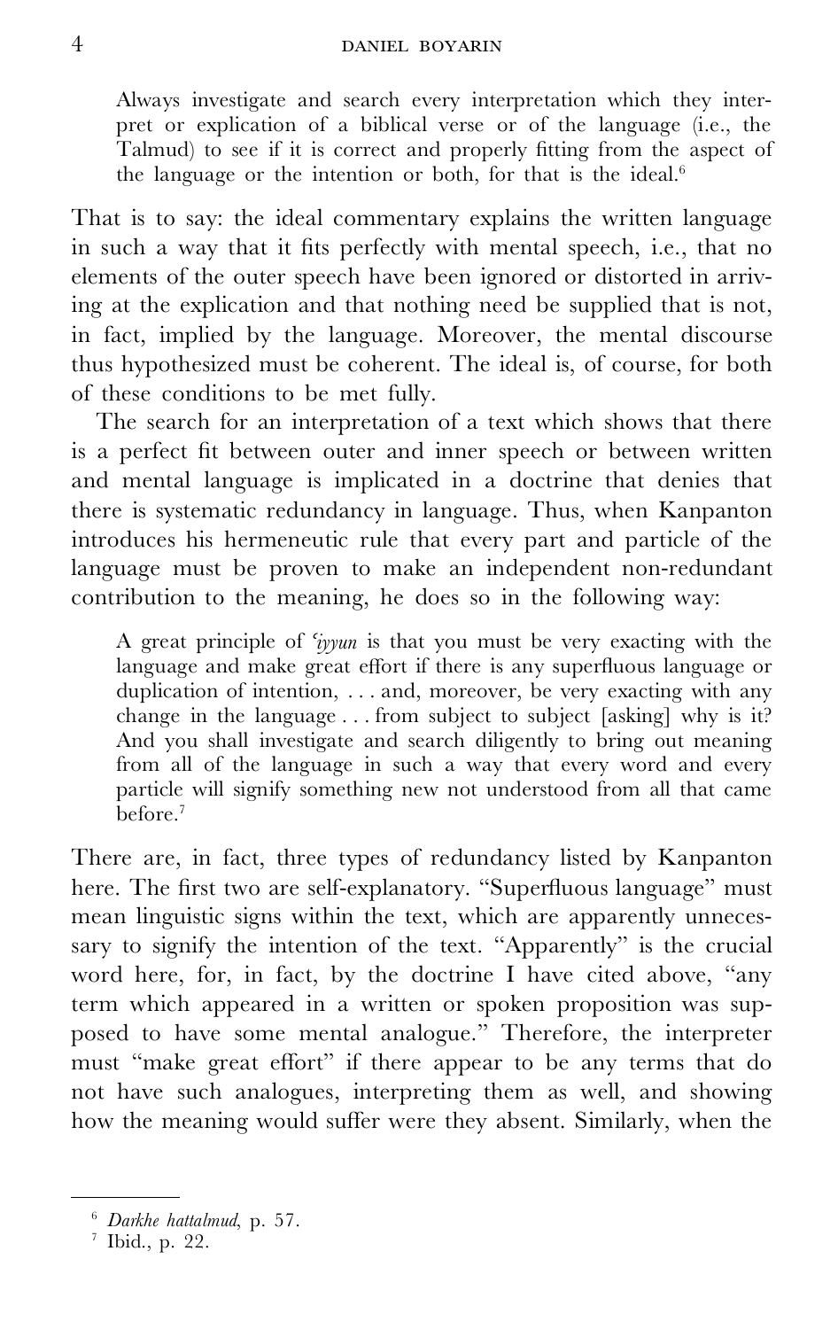> Always investigate and search every interpretation which they interpret or explication of a biblical verse or of the language (i.e., the Talmud) to see if it is correct and properly fitting from the aspect of the language or the intention or both, for that is the ideal.[6]

That is to say: the ideal commentary explains the written language in such a way that it fits perfectly with mental speech, i.e., that no elements of the outer speech have been ignored or distorted in arriving at the explication and that nothing need be supplied that is not, in fact, implied by the language. Moreover, the mental discourse thus hypothesized must be coherent. The ideal is, of course, for both of these conditions to be met fully.

The search for an interpretation of a text which shows that there is a perfect fit between outer and inner speech or between written and mental language is implicated in a doctrine that denies that there is systematic redundancy in language. Thus, when Kanpanton introduces his hermeneutic rule that every part and particle of the language must be proven to make an independent non-redundant contribution to the meaning, he does so in the following way:

> A great principle of *'iyyun* is that you must be very exacting with the language and make great effort if there is any superfluous language or duplication of intention, . . . and, moreover, be very exacting with any change in the language . . . from subject to subject [asking] why is it? And you shall investigate and search diligently to bring out meaning from all of the language in such a way that every word and every particle will signify something new not understood from all that came before.[7]

There are, in fact, three types of redundancy listed by Kanpanton here. The first two are self-explanatory. "Superfluous language" must mean linguistic signs within the text, which are apparently unnecessary to signify the intention of the text. "Apparently" is the crucial word here, for, in fact, by the doctrine I have cited above, "any term which appeared in a written or spoken proposition was supposed to have some mental analogue." Therefore, the interpreter must "make great effort" if there appear to be any terms that do not have such analogues, interpreting them as well, and showing how the meaning would suffer were they absent. Similarly, when the

---

[6] *Darkhe hattalmud*, p. 57.

[7] Ibid., p. 22.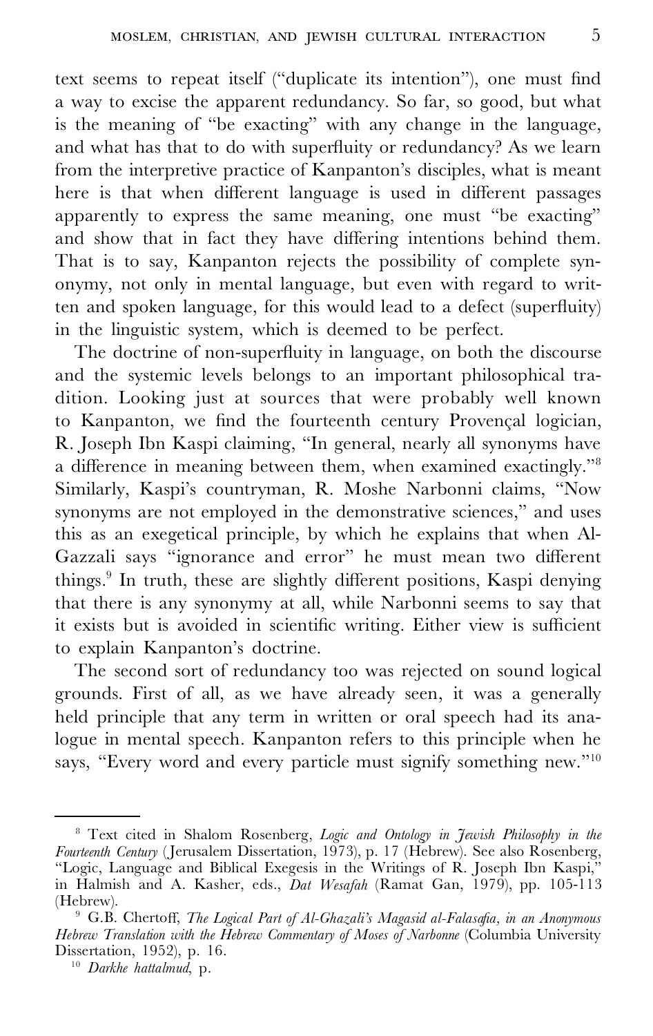text seems to repeat itself ("duplicate its intention"), one must find a way to excise the apparent redundancy. So far, so good, but what is the meaning of "be exacting" with any change in the language, and what has that to do with superfluity or redundancy? As we learn from the interpretive practice of Kanpanton's disciples, what is meant here is that when different language is used in different passages apparently to express the same meaning, one must "be exacting" and show that in fact they have differing intentions behind them. That is to say, Kanpanton rejects the possibility of complete synonymy, not only in mental language, but even with regard to written and spoken language, for this would lead to a defect (superfluity) in the linguistic system, which is deemed to be perfect.

The doctrine of non-superfluity in language, on both the discourse and the systemic levels belongs to an important philosophical tradition. Looking just at sources that were probably well known to Kanpanton, we find the fourteenth century Provençal logician, R. Joseph Ibn Kaspi claiming, "In general, nearly all synonyms have a difference in meaning between them, when examined exactingly."[8] Similarly, Kaspi's countryman, R. Moshe Narbonni claims, "Now synonyms are not employed in the demonstrative sciences," and uses this as an exegetical principle, by which he explains that when Al-Gazzali says "ignorance and error" he must mean two different things.[9] In truth, these are slightly different positions, Kaspi denying that there is any synonymy at all, while Narbonni seems to say that it exists but is avoided in scientific writing. Either view is sufficient to explain Kanpanton's doctrine.

The second sort of redundancy too was rejected on sound logical grounds. First of all, as we have already seen, it was a generally held principle that any term in written or oral speech had its analogue in mental speech. Kanpanton refers to this principle when he says, "Every word and every particle must signify something new."[10]

---

[8] Text cited in Shalom Rosenberg, *Logic and Ontology in Jewish Philosophy in the Fourteenth Century* (Jerusalem Dissertation, 1973), p. 17 (Hebrew). See also Rosenberg, "Logic, Language and Biblical Exegesis in the Writings of R. Joseph Ibn Kaspi," in Halmish and A. Kasher, eds., *Dat Wesafah* (Ramat Gan, 1979), pp. 105-113 (Hebrew).

[9] G.B. Chertoff, *The Logical Part of Al-Ghazali's Magasid al-Falasafia, in an Anonymous Hebrew Translation with the Hebrew Commentary of Moses of Narbonne* (Columbia University Dissertation, 1952), p. 16.

[10] *Darkhe hattalmud*, p.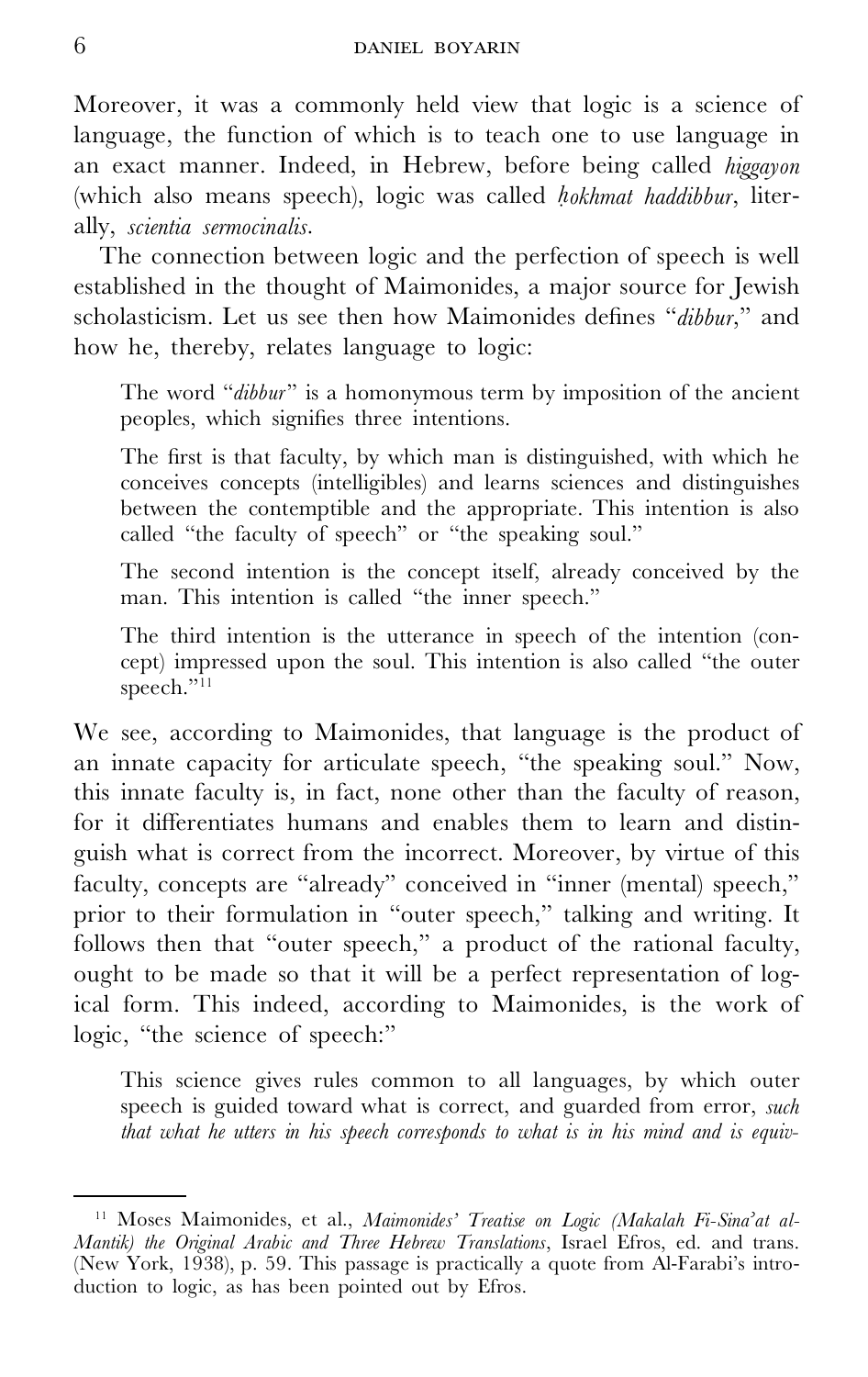Moreover, it was a commonly held view that logic is a science of language, the function of which is to teach one to use language in an exact manner. Indeed, in Hebrew, before being called *higgayon* (which also means speech), logic was called *ḥokhmat haddibbur*, literally, *scientia sermocinalis*.

The connection between logic and the perfection of speech is well established in the thought of Maimonides, a major source for Jewish scholasticism. Let us see then how Maimonides defines "*dibbur*," and how he, thereby, relates language to logic:

> The word "*dibbur*" is a homonymous term by imposition of the ancient peoples, which signifies three intentions.
>
> The first is that faculty, by which man is distinguished, with which he conceives concepts (intelligibles) and learns sciences and distinguishes between the contemptible and the appropriate. This intention is also called "the faculty of speech" or "the speaking soul."
>
> The second intention is the concept itself, already conceived by the man. This intention is called "the inner speech."
>
> The third intention is the utterance in speech of the intention (concept) impressed upon the soul. This intention is also called "the outer speech."[11]

We see, according to Maimonides, that language is the product of an innate capacity for articulate speech, "the speaking soul." Now, this innate faculty is, in fact, none other than the faculty of reason, for it differentiates humans and enables them to learn and distinguish what is correct from the incorrect. Moreover, by virtue of this faculty, concepts are "already" conceived in "inner (mental) speech," prior to their formulation in "outer speech," talking and writing. It follows then that "outer speech," a product of the rational faculty, ought to be made so that it will be a perfect representation of logical form. This indeed, according to Maimonides, is the work of logic, "the science of speech:"

> This science gives rules common to all languages, by which outer speech is guided toward what is correct, and guarded from error, *such that what he utters in his speech corresponds to what is in his mind and is equiv-*

---

[11] Moses Maimonides, et al., *Maimonides' Treatise on Logic (Makalah Fi-Sina'at al-Mantik) the Original Arabic and Three Hebrew Translations*, Israel Efros, ed. and trans. (New York, 1938), p. 59. This passage is practically a quote from Al-Farabi's introduction to logic, as has been pointed out by Efros.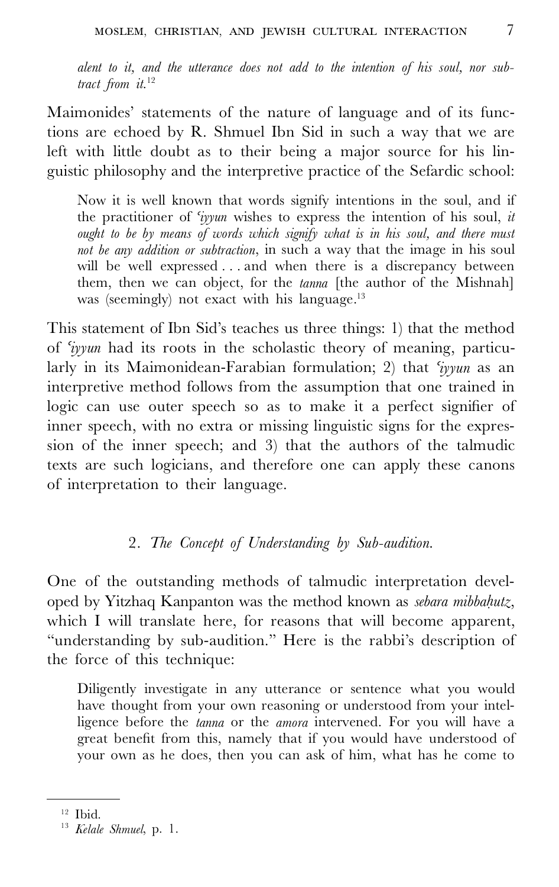*alent to it, and the utterance does not add to the intention of his soul, nor subtract from it.*[12]

Maimonides' statements of the nature of language and of its functions are echoed by R. Shmuel Ibn Sid in such a way that we are left with little doubt as to their being a major source for his linguistic philosophy and the interpretive practice of the Sefardic school:

> Now it is well known that words signify intentions in the soul, and if the practitioner of *'iyyun* wishes to express the intention of his soul, *it ought to be by means of words which signify what is in his soul, and there must not be any addition or subtraction*, in such a way that the image in his soul will be well expressed . . . and when there is a discrepancy between them, then we can object, for the *tanna* [the author of the Mishnah] was (seemingly) not exact with his language.[13]

This statement of Ibn Sid's teaches us three things: 1) that the method of *'iyyun* had its roots in the scholastic theory of meaning, particularly in its Maimonidean-Farabian formulation; 2) that *'iyyun* as an interpretive method follows from the assumption that one trained in logic can use outer speech so as to make it a perfect signifier of inner speech, with no extra or missing linguistic signs for the expression of the inner speech; and 3) that the authors of the talmudic texts are such logicians, and therefore one can apply these canons of interpretation to their language.

## 2. *The Concept of Understanding by Sub-audition.*

One of the outstanding methods of talmudic interpretation developed by Yitzhaq Kanpanton was the method known as *sebara mibbaḥutz*, which I will translate here, for reasons that will become apparent, "understanding by sub-audition." Here is the rabbi's description of the force of this technique:

> Diligently investigate in any utterance or sentence what you would have thought from your own reasoning or understood from your intelligence before the *tanna* or the *amora* intervened. For you will have a great benefit from this, namely that if you would have understood of your own as he does, then you can ask of him, what has he come to

---

[12] Ibid.

[13] *Kelale Shmuel*, p. 1.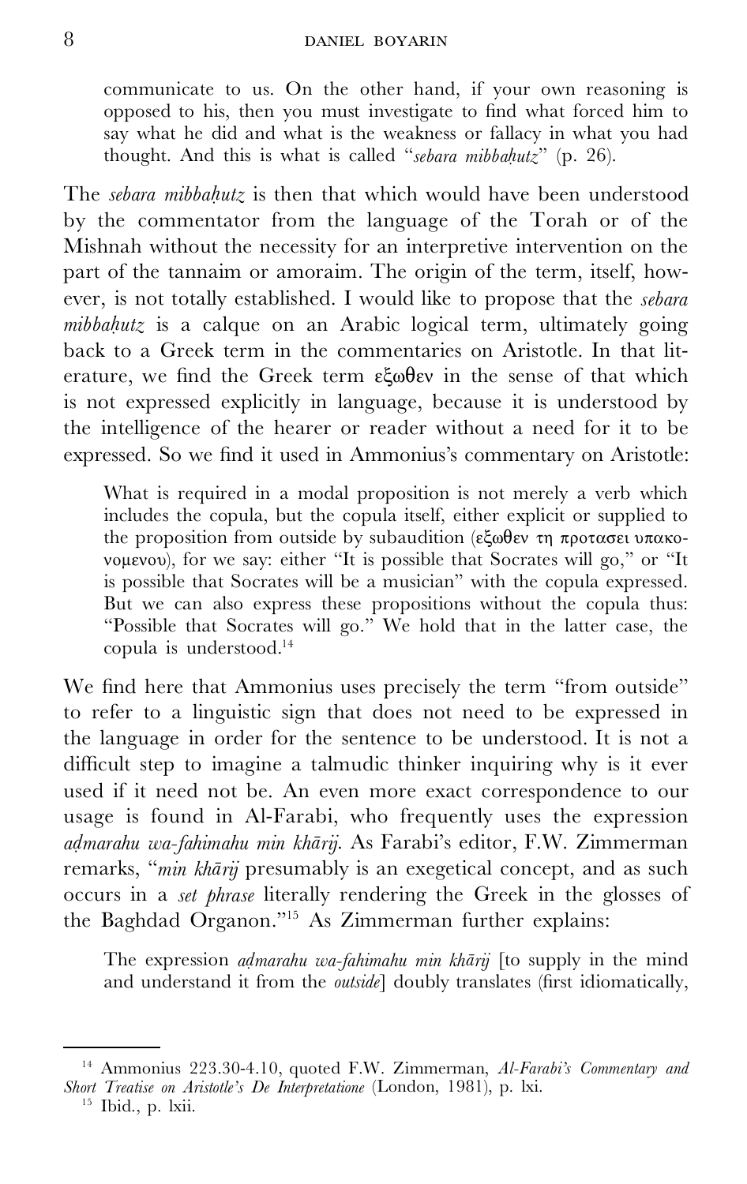> communicate to us. On the other hand, if your own reasoning is opposed to his, then you must investigate to find what forced him to say what he did and what is the weakness or fallacy in what you had thought. And this is what is called "*sebara mibbaḥutz*" (p. 26).

The *sebara mibbaḥutz* is then that which would have been understood by the commentator from the language of the Torah or of the Mishnah without the necessity for an interpretive intervention on the part of the tannaim or amoraim. The origin of the term, itself, however, is not totally established. I would like to propose that the *sebara mibbaḥutz* is a calque on an Arabic logical term, ultimately going back to a Greek term in the commentaries on Aristotle. In that literature, we find the Greek term εξωθεν in the sense of that which is not expressed explicitly in language, because it is understood by the intelligence of the hearer or reader without a need for it to be expressed. So we find it used in Ammonius's commentary on Aristotle:

> What is required in a modal proposition is not merely a verb which includes the copula, but the copula itself, either explicit or supplied to the proposition from outside by subaudition (εξωθεν τη προτασει υπακονομενου), for we say: either "It is possible that Socrates will go," or "It is possible that Socrates will be a musician" with the copula expressed. But we can also express these propositions without the copula thus: "Possible that Socrates will go." We hold that in the latter case, the copula is understood.[14]

We find here that Ammonius uses precisely the term "from outside" to refer to a linguistic sign that does not need to be expressed in the language in order for the sentence to be understood. It is not a difficult step to imagine a talmudic thinker inquiring why is it ever used if it need not be. An even more exact correspondence to our usage is found in Al-Farabi, who frequently uses the expression *aḍmarahu wa-fahimahu min khārij*. As Farabi's editor, F.W. Zimmerman remarks, "*min khārij* presumably is an exegetical concept, and as such occurs in a *set phrase* literally rendering the Greek in the glosses of the Baghdad Organon."[15] As Zimmerman further explains:

> The expression *aḍmarahu wa-fahimahu min khārij* [to supply in the mind and understand it from the *outside*] doubly translates (first idiomatically,

---

[14] Ammonius 223.30-4.10, quoted F.W. Zimmerman, *Al-Farabi's Commentary and Short Treatise on Aristotle's De Interpretatione* (London, 1981), p. lxi.

[15] Ibid., p. lxii.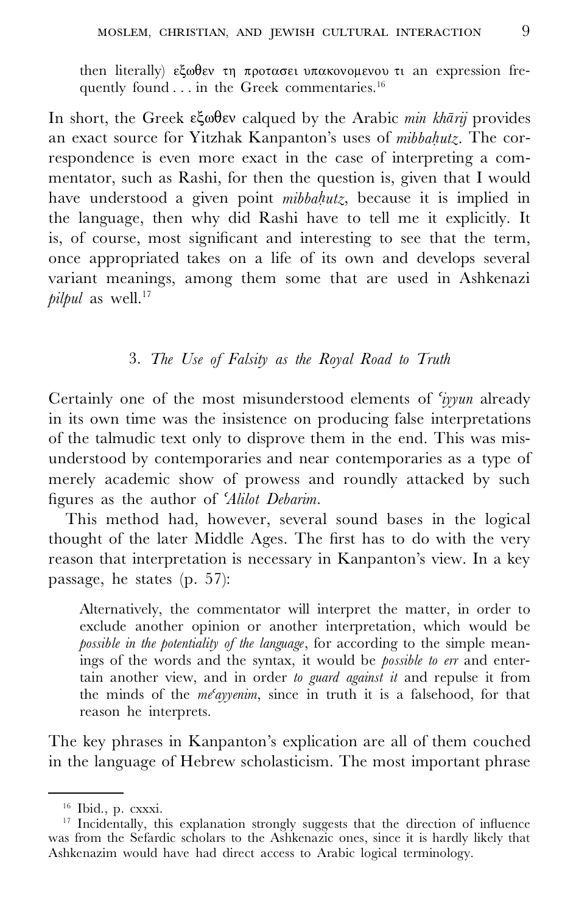then literally) εξωθεν τη προτασει υπακονομενου τι an expression frequently found . . . in the Greek commentaries.[16]

In short, the Greek εξωθεν calqued by the Arabic *min khārij* provides an exact source for Yitzhak Kanpanton's uses of *mibbaḥutz*. The correspondence is even more exact in the case of interpreting a commentator, such as Rashi, for then the question is, given that I would have understood a given point *mibbaḥutz*, because it is implied in the language, then why did Rashi have to tell me it explicitly. It is, of course, most significant and interesting to see that the term, once appropriated takes on a life of its own and develops several variant meanings, among them some that are used in Ashkenazi *pilpul* as well.[17]

### 3. *The Use of Falsity as the Royal Road to Truth*

Certainly one of the most misunderstood elements of *ʿiyyun* already in its own time was the insistence on producing false interpretations of the talmudic text only to disprove them in the end. This was misunderstood by contemporaries and near contemporaries as a type of merely academic show of prowess and roundly attacked by such figures as the author of *ʿAlilot Debarim*.

This method had, however, several sound bases in the logical thought of the later Middle Ages. The first has to do with the very reason that interpretation is necessary in Kanpanton's view. In a key passage, he states (p. 57):

> Alternatively, the commentator will interpret the matter, in order to exclude another opinion or another interpretation, which would be *possible in the potentiality of the language*, for according to the simple meanings of the words and the syntax, it would be *possible to err* and entertain another view, and in order *to guard against it* and repulse it from the minds of the *meʿayyenim*, since in truth it is a falsehood, for that reason he interprets.

The key phrases in Kanpanton's explication are all of them couched in the language of Hebrew scholasticism. The most important phrase

---

[16] Ibid., p. cxxxi.

[17] Incidentally, this explanation strongly suggests that the direction of influence was from the Sefardic scholars to the Ashkenazic ones, since it is hardly likely that Ashkenazim would have had direct access to Arabic logical terminology.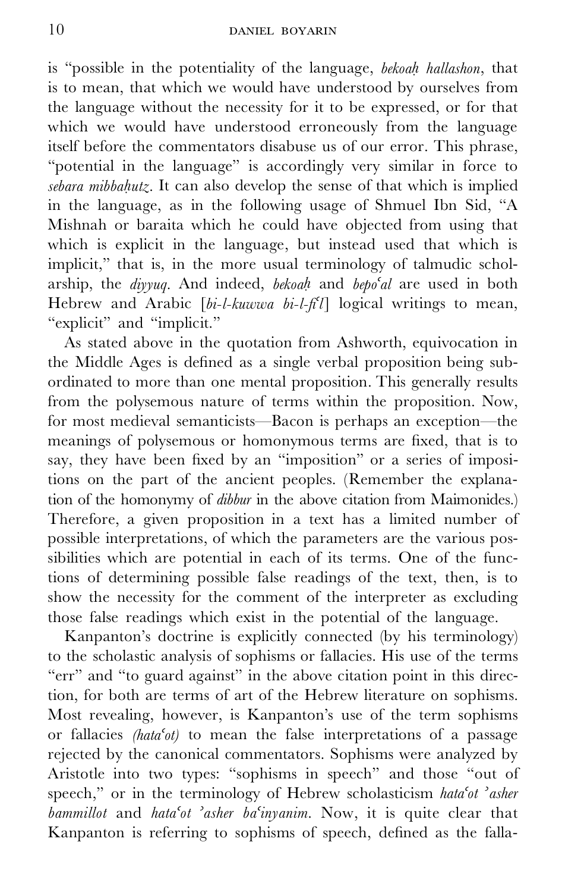is "possible in the potentiality of the language, *bekoaḥ hallashon*, that is to mean, that which we would have understood by ourselves from the language without the necessity for it to be expressed, or for that which we would have understood erroneously from the language itself before the commentators disabuse us of our error. This phrase, "potential in the language" is accordingly very similar in force to *sebara mibbaḥutz*. It can also develop the sense of that which is implied in the language, as in the following usage of Shmuel Ibn Sid, "A Mishnah or baraita which he could have objected from using that which is explicit in the language, but instead used that which is implicit," that is, in the more usual terminology of talmudic scholarship, the *diyyuq*. And indeed, *bekoaḥ* and *bepoʿal* are used in both Hebrew and Arabic [*bi-l-kuwwa bi-l-fiʿl*] logical writings to mean, "explicit" and "implicit."

As stated above in the quotation from Ashworth, equivocation in the Middle Ages is defined as a single verbal proposition being subordinated to more than one mental proposition. This generally results from the polysemous nature of terms within the proposition. Now, for most medieval semanticists—Bacon is perhaps an exception—the meanings of polysemous or homonymous terms are fixed, that is to say, they have been fixed by an "imposition" or a series of impositions on the part of the ancient peoples. (Remember the explanation of the homonymy of *dibbur* in the above citation from Maimonides.) Therefore, a given proposition in a text has a limited number of possible interpretations, of which the parameters are the various possibilities which are potential in each of its terms. One of the functions of determining possible false readings of the text, then, is to show the necessity for the comment of the interpreter as excluding those false readings which exist in the potential of the language.

Kanpanton's doctrine is explicitly connected (by his terminology) to the scholastic analysis of sophisms or fallacies. His use of the terms "err" and "to guard against" in the above citation point in this direction, for both are terms of art of the Hebrew literature on sophisms. Most revealing, however, is Kanpanton's use of the term sophisms or fallacies *(hataʿot)* to mean the false interpretations of a passage rejected by the canonical commentators. Sophisms were analyzed by Aristotle into two types: "sophisms in speech" and those "out of speech," or in the terminology of Hebrew scholasticism *hataʿot ʾasher bammillot* and *hataʿot ʾasher baʿinyanim*. Now, it is quite clear that Kanpanton is referring to sophisms of speech, defined as the falla-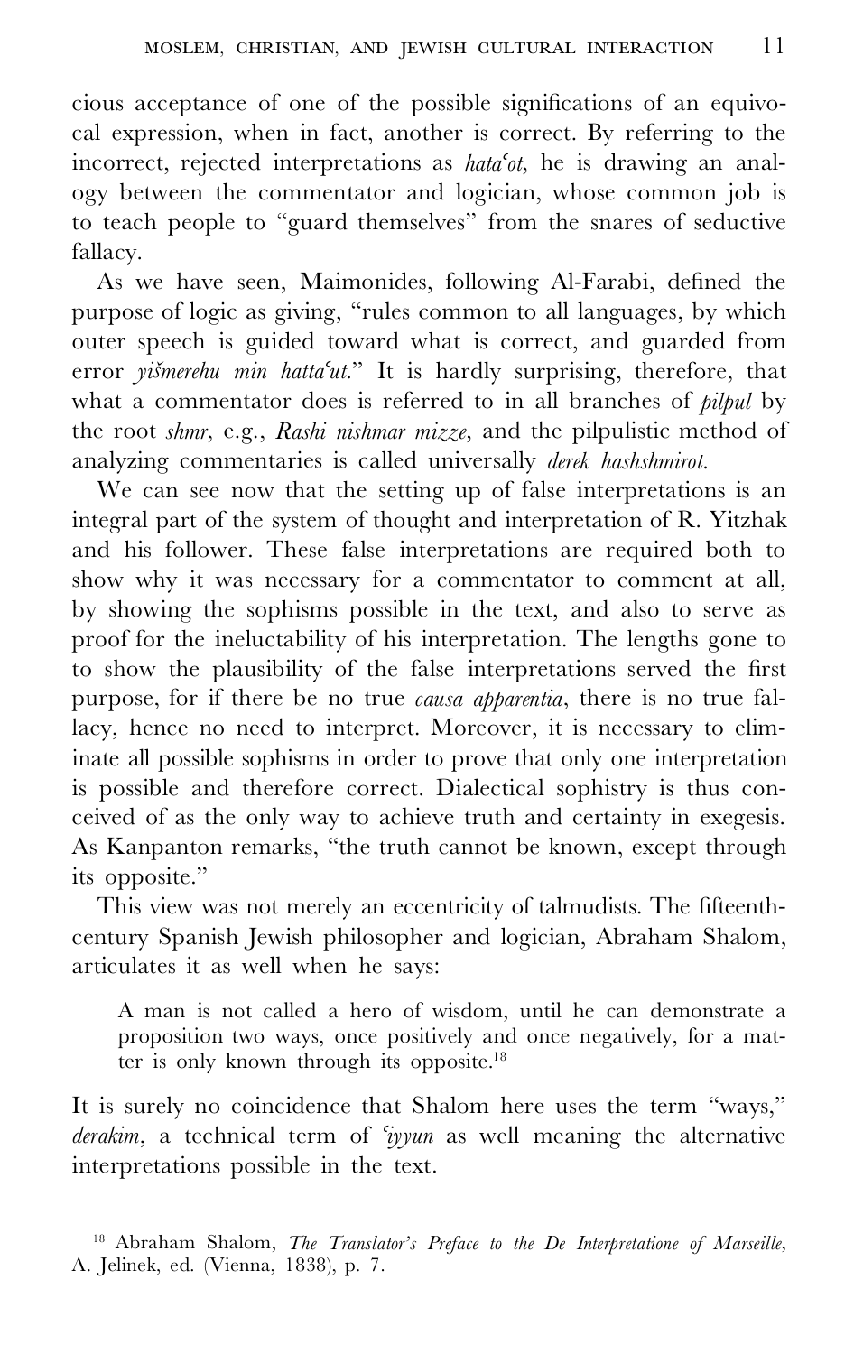cious acceptance of one of the possible significations of an equivocal expression, when in fact, another is correct. By referring to the incorrect, rejected interpretations as *hataʿot*, he is drawing an analogy between the commentator and logician, whose common job is to teach people to "guard themselves" from the snares of seductive fallacy.

As we have seen, Maimonides, following Al-Farabi, defined the purpose of logic as giving, "rules common to all languages, by which outer speech is guided toward what is correct, and guarded from error *yišmerehu min hattaʿut*." It is hardly surprising, therefore, that what a commentator does is referred to in all branches of *pilpul* by the root *shmr*, e.g., *Rashi nishmar mizze*, and the pilpulistic method of analyzing commentaries is called universally *derek hashshmirot*.

We can see now that the setting up of false interpretations is an integral part of the system of thought and interpretation of R. Yitzhak and his follower. These false interpretations are required both to show why it was necessary for a commentator to comment at all, by showing the sophisms possible in the text, and also to serve as proof for the ineluctability of his interpretation. The lengths gone to to show the plausibility of the false interpretations served the first purpose, for if there be no true *causa apparentia*, there is no true fallacy, hence no need to interpret. Moreover, it is necessary to eliminate all possible sophisms in order to prove that only one interpretation is possible and therefore correct. Dialectical sophistry is thus conceived of as the only way to achieve truth and certainty in exegesis. As Kanpanton remarks, "the truth cannot be known, except through its opposite."

This view was not merely an eccentricity of talmudists. The fifteenth-century Spanish Jewish philosopher and logician, Abraham Shalom, articulates it as well when he says:

> A man is not called a hero of wisdom, until he can demonstrate a proposition two ways, once positively and once negatively, for a matter is only known through its opposite.[18]

It is surely no coincidence that Shalom here uses the term "ways," *derakim*, a technical term of *ʿiyyun* as well meaning the alternative interpretations possible in the text.

---

[18] Abraham Shalom, *The Translator's Preface to the De Interpretatione of Marseille*, A. Jelinek, ed. (Vienna, 1838), p. 7.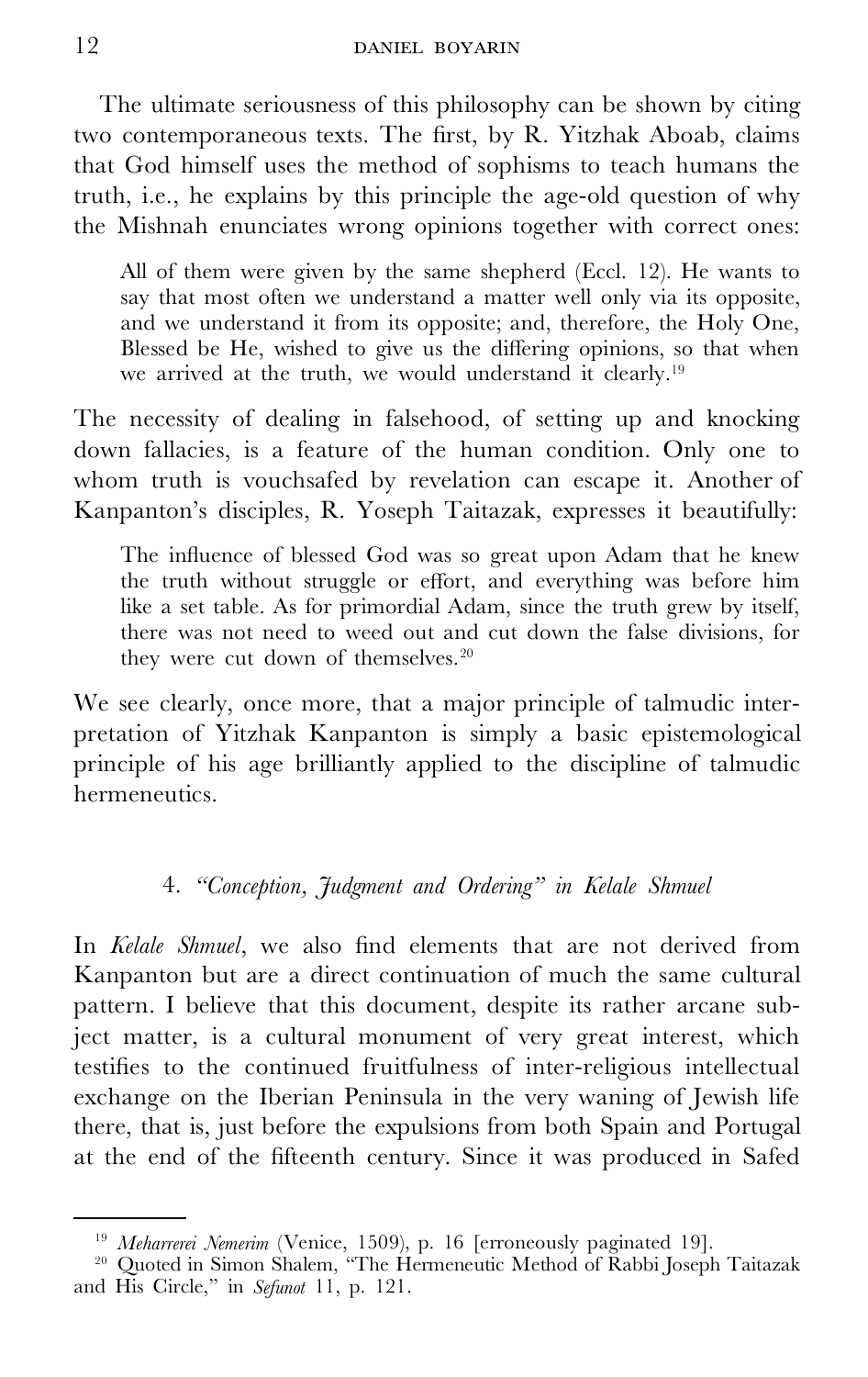The ultimate seriousness of this philosophy can be shown by citing two contemporaneous texts. The first, by R. Yitzhak Aboab, claims that God himself uses the method of sophisms to teach humans the truth, i.e., he explains by this principle the age-old question of why the Mishnah enunciates wrong opinions together with correct ones:

> All of them were given by the same shepherd (Eccl. 12). He wants to say that most often we understand a matter well only via its opposite, and we understand it from its opposite; and, therefore, the Holy One, Blessed be He, wished to give us the differing opinions, so that when we arrived at the truth, we would understand it clearly.[19]

The necessity of dealing in falsehood, of setting up and knocking down fallacies, is a feature of the human condition. Only one to whom truth is vouchsafed by revelation can escape it. Another of Kanpanton's disciples, R. Yoseph Taitazak, expresses it beautifully:

> The influence of blessed God was so great upon Adam that he knew the truth without struggle or effort, and everything was before him like a set table. As for primordial Adam, since the truth grew by itself, there was not need to weed out and cut down the false divisions, for they were cut down of themselves.[20]

We see clearly, once more, that a major principle of talmudic interpretation of Yitzhak Kanpanton is simply a basic epistemological principle of his age brilliantly applied to the discipline of talmudic hermeneutics.

## 4. *"Conception, Judgment and Ordering" in Kelale Shmuel*

In *Kelale Shmuel*, we also find elements that are not derived from Kanpanton but are a direct continuation of much the same cultural pattern. I believe that this document, despite its rather arcane subject matter, is a cultural monument of very great interest, which testifies to the continued fruitfulness of inter-religious intellectual exchange on the Iberian Peninsula in the very waning of Jewish life there, that is, just before the expulsions from both Spain and Portugal at the end of the fifteenth century. Since it was produced in Safed

---

[19] *Meharrerei Nemerim* (Venice, 1509), p. 16 [erroneously paginated 19].

[20] Quoted in Simon Shalem, "The Hermeneutic Method of Rabbi Joseph Taitazak and His Circle," in *Sefunot* 11, p. 121.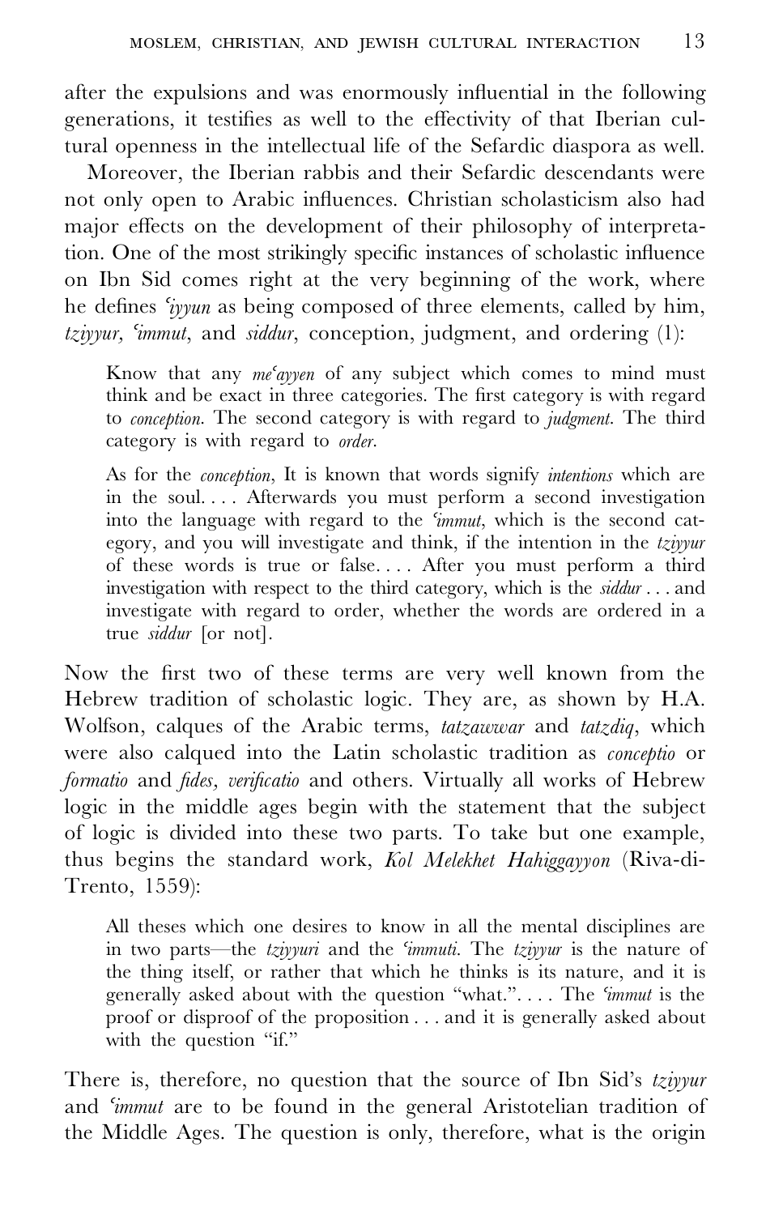after the expulsions and was enormously influential in the following generations, it testifies as well to the effectivity of that Iberian cultural openness in the intellectual life of the Sefardic diaspora as well.

Moreover, the Iberian rabbis and their Sefardic descendants were not only open to Arabic influences. Christian scholasticism also had major effects on the development of their philosophy of interpretation. One of the most strikingly specific instances of scholastic influence on Ibn Sid comes right at the very beginning of the work, where he defines *ʿiyyun* as being composed of three elements, called by him, *tziyyur*, *ʿimmut*, and *siddur*, conception, judgment, and ordering (1):

> Know that any *meʿayyen* of any subject which comes to mind must think and be exact in three categories. The first category is with regard to *conception*. The second category is with regard to *judgment*. The third category is with regard to *order*.
>
> As for the *conception*, It is known that words signify *intentions* which are in the soul. . . . Afterwards you must perform a second investigation into the language with regard to the *ʿimmut*, which is the second category, and you will investigate and think, if the intention in the *tziyyur* of these words is true or false. . . . After you must perform a third investigation with respect to the third category, which is the *siddur* . . . and investigate with regard to order, whether the words are ordered in a true *siddur* [or not].

Now the first two of these terms are very well known from the Hebrew tradition of scholastic logic. They are, as shown by H.A. Wolfson, calques of the Arabic terms, *tatzawwar* and *tatzdiq*, which were also calqued into the Latin scholastic tradition as *conceptio* or *formatio* and *fides*, *verificatio* and others. Virtually all works of Hebrew logic in the middle ages begin with the statement that the subject of logic is divided into these two parts. To take but one example, thus begins the standard work, *Kol Melekhet Hahiggayyon* (Riva-di-Trento, 1559):

> All theses which one desires to know in all the mental disciplines are in two parts—the *tziyyuri* and the *ʿimmuti*. The *tziyyur* is the nature of the thing itself, or rather that which he thinks is its nature, and it is generally asked about with the question "what.". . . . The *ʿimmut* is the proof or disproof of the proposition . . . and it is generally asked about with the question "if."

There is, therefore, no question that the source of Ibn Sid's *tziyyur* and *ʿimmut* are to be found in the general Aristotelian tradition of the Middle Ages. The question is only, therefore, what is the origin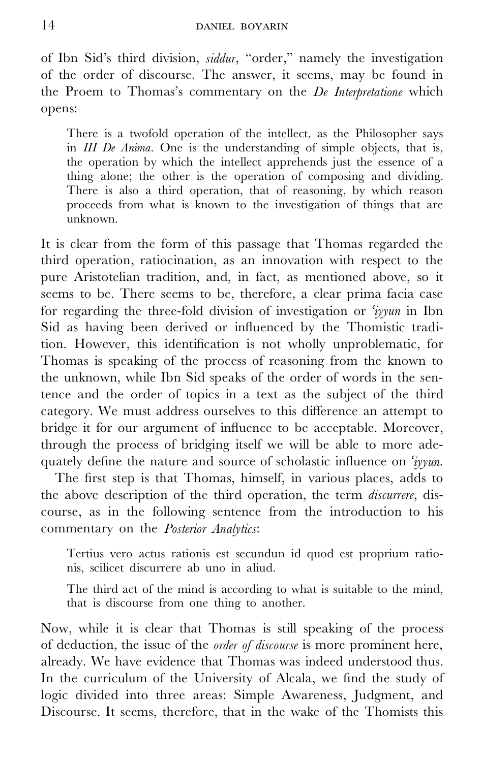of Ibn Sid's third division, *siddur*, "order," namely the investigation of the order of discourse. The answer, it seems, may be found in the Proem to Thomas's commentary on the *De Interpretatione* which opens:

> There is a twofold operation of the intellect, as the Philosopher says in *III De Anima*. One is the understanding of simple objects, that is, the operation by which the intellect apprehends just the essence of a thing alone; the other is the operation of composing and dividing. There is also a third operation, that of reasoning, by which reason proceeds from what is known to the investigation of things that are unknown.

It is clear from the form of this passage that Thomas regarded the third operation, ratiocination, as an innovation with respect to the pure Aristotelian tradition, and, in fact, as mentioned above, so it seems to be. There seems to be, therefore, a clear prima facia case for regarding the three-fold division of investigation or *'iyyun* in Ibn Sid as having been derived or influenced by the Thomistic tradition. However, this identification is not wholly unproblematic, for Thomas is speaking of the process of reasoning from the known to the unknown, while Ibn Sid speaks of the order of words in the sentence and the order of topics in a text as the subject of the third category. We must address ourselves to this difference an attempt to bridge it for our argument of influence to be acceptable. Moreover, through the process of bridging itself we will be able to more adequately define the nature and source of scholastic influence on *'iyyun*.

The first step is that Thomas, himself, in various places, adds to the above description of the third operation, the term *discurrere*, discourse, as in the following sentence from the introduction to his commentary on the *Posterior Analytics*:

> Tertius vero actus rationis est secundun id quod est proprium rationis, scilicet discurrere ab uno in aliud.
>
> The third act of the mind is according to what is suitable to the mind, that is discourse from one thing to another.

Now, while it is clear that Thomas is still speaking of the process of deduction, the issue of the *order of discourse* is more prominent here, already. We have evidence that Thomas was indeed understood thus. In the curriculum of the University of Alcala, we find the study of logic divided into three areas: Simple Awareness, Judgment, and Discourse. It seems, therefore, that in the wake of the Thomists this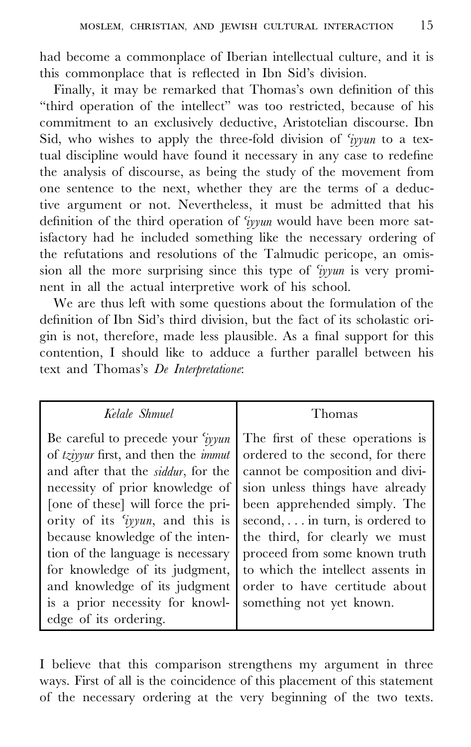had become a commonplace of Iberian intellectual culture, and it is this commonplace that is reflected in Ibn Sid's division.

Finally, it may be remarked that Thomas's own definition of this "third operation of the intellect" was too restricted, because of his commitment to an exclusively deductive, Aristotelian discourse. Ibn Sid, who wishes to apply the three-fold division of *'iyyun* to a textual discipline would have found it necessary in any case to redefine the analysis of discourse, as being the study of the movement from one sentence to the next, whether they are the terms of a deductive argument or not. Nevertheless, it must be admitted that his definition of the third operation of *'iyyun* would have been more satisfactory had he included something like the necessary ordering of the refutations and resolutions of the Talmudic pericope, an omission all the more surprising since this type of *'iyyun* is very prominent in all the actual interpretive work of his school.

We are thus left with some questions about the formulation of the definition of Ibn Sid's third division, but the fact of its scholastic origin is not, therefore, made less plausible. As a final support for this contention, I should like to adduce a further parallel between his text and Thomas's *De Interpretatione*:

| *Kelale Shmuel* | Thomas |
|---|---|
| Be careful to precede your *'iyyun* of *tziyyur* first, and then the *immut* and after that the *siddur*, for the necessity of prior knowledge of [one of these] will force the priority of its *'iyyun*, and this is because knowledge of the intention of the language is necessary for knowledge of its judgment, and knowledge of its judgment is a prior necessity for knowledge of its ordering. | The first of these operations is ordered to the second, for there cannot be composition and division unless things have already been apprehended simply. The second, . . . in turn, is ordered to the third, for clearly we must proceed from some known truth to which the intellect assents in order to have certitude about something not yet known. |

I believe that this comparison strengthens my argument in three ways. First of all is the coincidence of this placement of this statement of the necessary ordering at the very beginning of the two texts.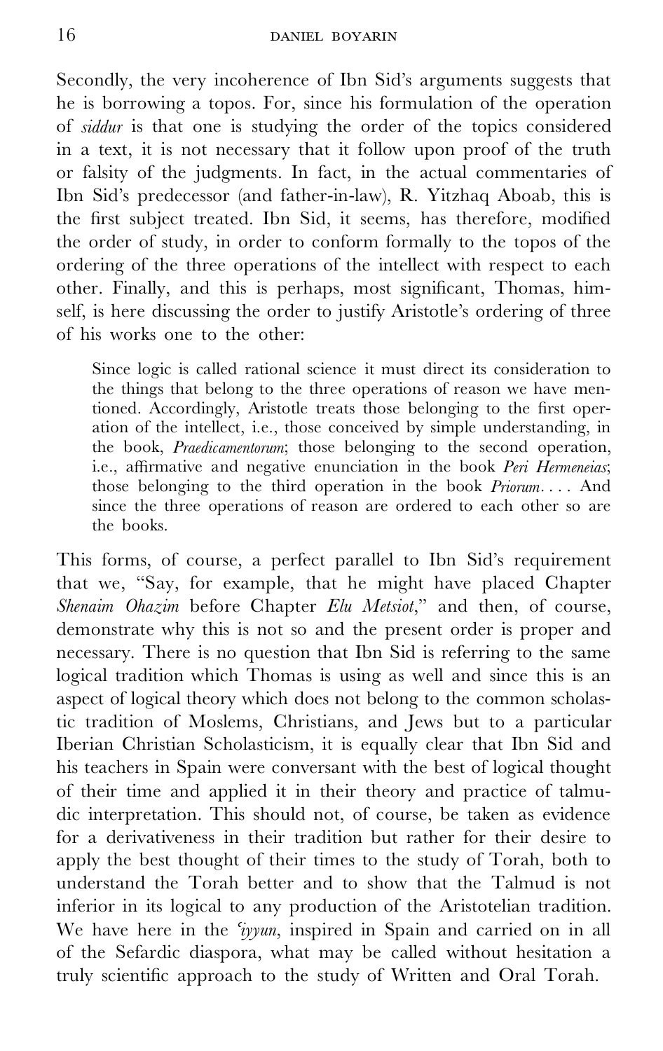Secondly, the very incoherence of Ibn Sid's arguments suggests that he is borrowing a topos. For, since his formulation of the operation of *siddur* is that one is studying the order of the topics considered in a text, it is not necessary that it follow upon proof of the truth or falsity of the judgments. In fact, in the actual commentaries of Ibn Sid's predecessor (and father-in-law), R. Yitzhaq Aboab, this is the first subject treated. Ibn Sid, it seems, has therefore, modified the order of study, in order to conform formally to the topos of the ordering of the three operations of the intellect with respect to each other. Finally, and this is perhaps, most significant, Thomas, himself, is here discussing the order to justify Aristotle's ordering of three of his works one to the other:

> Since logic is called rational science it must direct its consideration to the things that belong to the three operations of reason we have mentioned. Accordingly, Aristotle treats those belonging to the first operation of the intellect, i.e., those conceived by simple understanding, in the book, *Praedicamentorum*; those belonging to the second operation, i.e., affirmative and negative enunciation in the book *Peri Hermeneias*; those belonging to the third operation in the book *Priorum*. . . . And since the three operations of reason are ordered to each other so are the books.

This forms, of course, a perfect parallel to Ibn Sid's requirement that we, "Say, for example, that he might have placed Chapter *Shenaim Ohazim* before Chapter *Elu Metsiot*," and then, of course, demonstrate why this is not so and the present order is proper and necessary. There is no question that Ibn Sid is referring to the same logical tradition which Thomas is using as well and since this is an aspect of logical theory which does not belong to the common scholastic tradition of Moslems, Christians, and Jews but to a particular Iberian Christian Scholasticism, it is equally clear that Ibn Sid and his teachers in Spain were conversant with the best of logical thought of their time and applied it in their theory and practice of talmudic interpretation. This should not, of course, be taken as evidence for a derivativeness in their tradition but rather for their desire to apply the best thought of their times to the study of Torah, both to understand the Torah better and to show that the Talmud is not inferior in its logical to any production of the Aristotelian tradition. We have here in the *'iyyun*, inspired in Spain and carried on in all of the Sefardic diaspora, what may be called without hesitation a truly scientific approach to the study of Written and Oral Torah.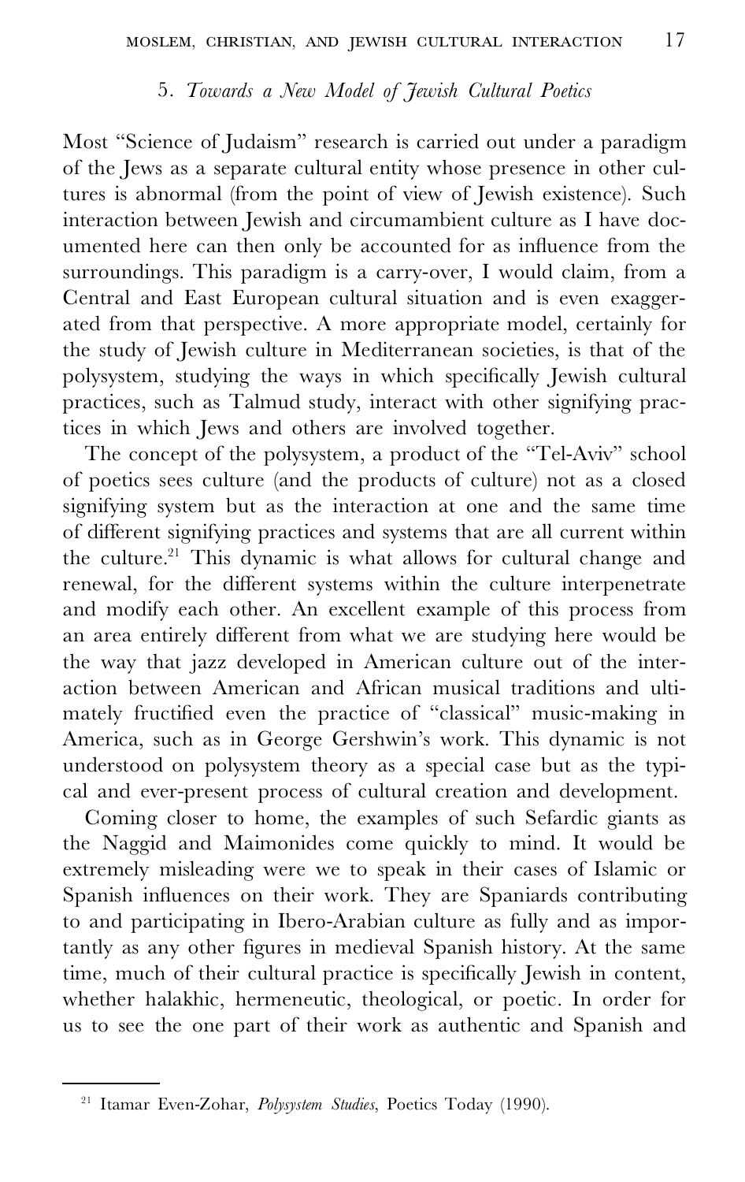## 5. *Towards a New Model of Jewish Cultural Poetics*

Most "Science of Judaism" research is carried out under a paradigm of the Jews as a separate cultural entity whose presence in other cultures is abnormal (from the point of view of Jewish existence). Such interaction between Jewish and circumambient culture as I have documented here can then only be accounted for as influence from the surroundings. This paradigm is a carry-over, I would claim, from a Central and East European cultural situation and is even exaggerated from that perspective. A more appropriate model, certainly for the study of Jewish culture in Mediterranean societies, is that of the polysystem, studying the ways in which specifically Jewish cultural practices, such as Talmud study, interact with other signifying practices in which Jews and others are involved together.

The concept of the polysystem, a product of the "Tel-Aviv" school of poetics sees culture (and the products of culture) not as a closed signifying system but as the interaction at one and the same time of different signifying practices and systems that are all current within the culture.[21] This dynamic is what allows for cultural change and renewal, for the different systems within the culture interpenetrate and modify each other. An excellent example of this process from an area entirely different from what we are studying here would be the way that jazz developed in American culture out of the interaction between American and African musical traditions and ultimately fructified even the practice of "classical" music-making in America, such as in George Gershwin's work. This dynamic is not understood on polysystem theory as a special case but as the typical and ever-present process of cultural creation and development.

Coming closer to home, the examples of such Sefardic giants as the Naggid and Maimonides come quickly to mind. It would be extremely misleading were we to speak in their cases of Islamic or Spanish influences on their work. They are Spaniards contributing to and participating in Ibero-Arabian culture as fully and as importantly as any other figures in medieval Spanish history. At the same time, much of their cultural practice is specifically Jewish in content, whether halakhic, hermeneutic, theological, or poetic. In order for us to see the one part of their work as authentic and Spanish and

---

[21] Itamar Even-Zohar, *Polysystem Studies*, Poetics Today (1990).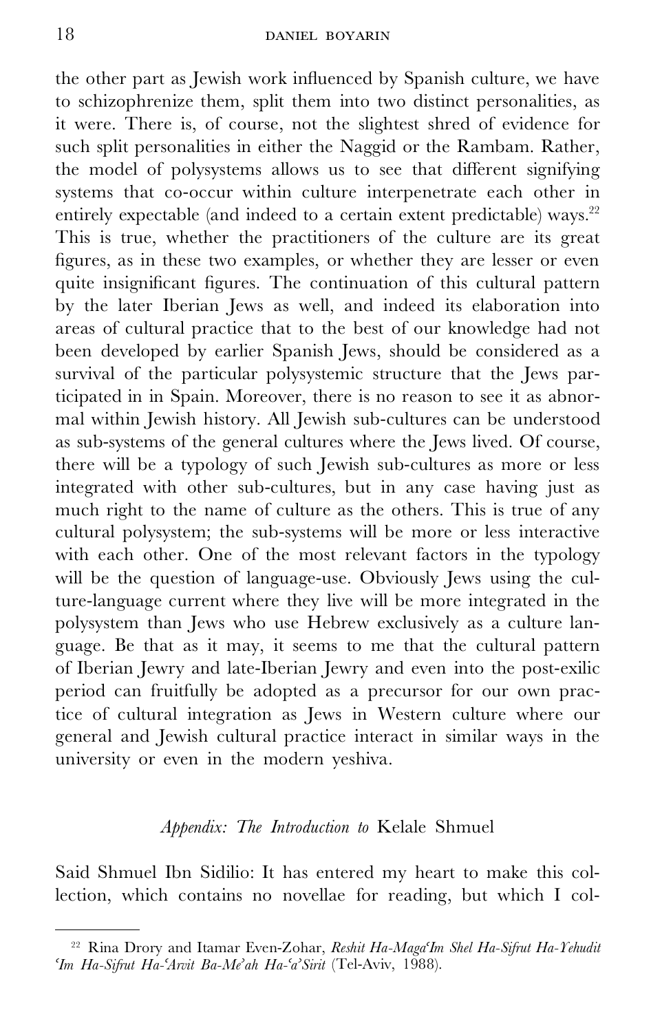the other part as Jewish work influenced by Spanish culture, we have to schizophrenize them, split them into two distinct personalities, as it were. There is, of course, not the slightest shred of evidence for such split personalities in either the Naggid or the Rambam. Rather, the model of polysystems allows us to see that different signifying systems that co-occur within culture interpenetrate each other in entirely expectable (and indeed to a certain extent predictable) ways.[22] This is true, whether the practitioners of the culture are its great figures, as in these two examples, or whether they are lesser or even quite insignificant figures. The continuation of this cultural pattern by the later Iberian Jews as well, and indeed its elaboration into areas of cultural practice that to the best of our knowledge had not been developed by earlier Spanish Jews, should be considered as a survival of the particular polysystemic structure that the Jews participated in in Spain. Moreover, there is no reason to see it as abnormal within Jewish history. All Jewish sub-cultures can be understood as sub-systems of the general cultures where the Jews lived. Of course, there will be a typology of such Jewish sub-cultures as more or less integrated with other sub-cultures, but in any case having just as much right to the name of culture as the others. This is true of any cultural polysystem; the sub-systems will be more or less interactive with each other. One of the most relevant factors in the typology will be the question of language-use. Obviously Jews using the culture-language current where they live will be more integrated in the polysystem than Jews who use Hebrew exclusively as a culture language. Be that as it may, it seems to me that the cultural pattern of Iberian Jewry and late-Iberian Jewry and even into the post-exilic period can fruitfully be adopted as a precursor for our own practice of cultural integration as Jews in Western culture where our general and Jewish cultural practice interact in similar ways in the university or even in the modern yeshiva.

## *Appendix: The Introduction to* Kelale Shmuel

Said Shmuel Ibn Sidilio: It has entered my heart to make this collection, which contains no novellae for reading, but which I col-

---

[22] Rina Drory and Itamar Even-Zohar, *Reshit Ha-Maga'Im Shel Ha-Sifrut Ha-Yehudit 'Im Ha-Sifrut Ha-'Arvit Ba-Me'ah Ha-'a'Sirit* (Tel-Aviv, 1988).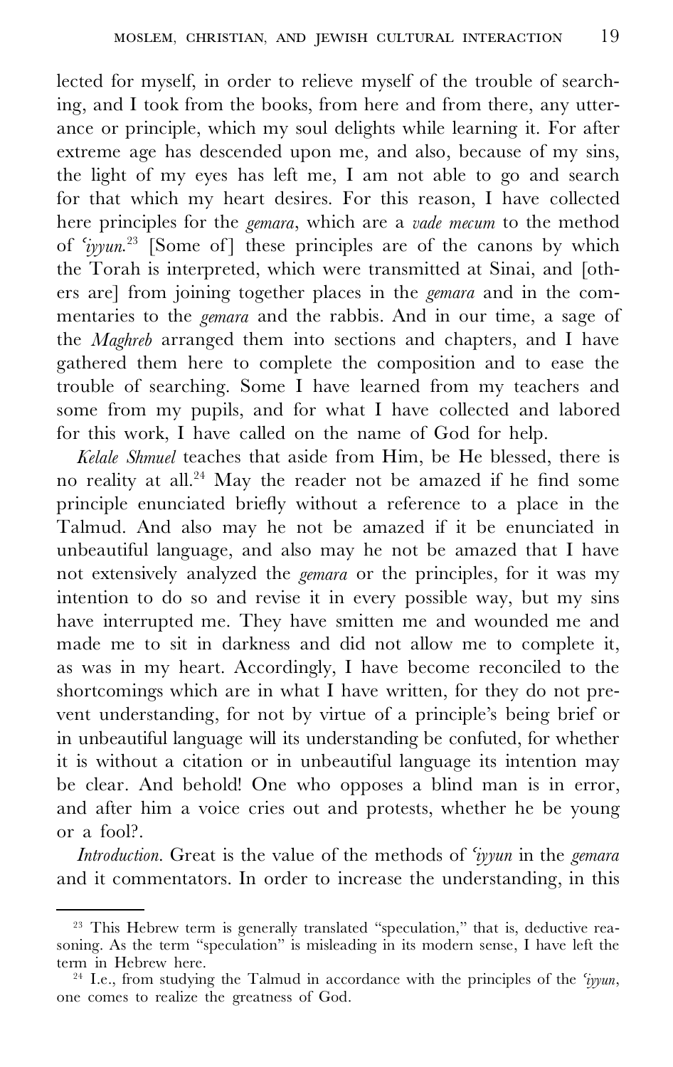lected for myself, in order to relieve myself of the trouble of searching, and I took from the books, from here and from there, any utterance or principle, which my soul delights while learning it. For after extreme age has descended upon me, and also, because of my sins, the light of my eyes has left me, I am not able to go and search for that which my heart desires. For this reason, I have collected here principles for the *gemara*, which are a *vade mecum* to the method of *ʿiyyun.*[23] [Some of] these principles are of the canons by which the Torah is interpreted, which were transmitted at Sinai, and [others are] from joining together places in the *gemara* and in the commentaries to the *gemara* and the rabbis. And in our time, a sage of the *Maghreb* arranged them into sections and chapters, and I have gathered them here to complete the composition and to ease the trouble of searching. Some I have learned from my teachers and some from my pupils, and for what I have collected and labored for this work, I have called on the name of God for help.

*Kelale Shmuel* teaches that aside from Him, be He blessed, there is no reality at all.[24] May the reader not be amazed if he find some principle enunciated briefly without a reference to a place in the Talmud. And also may he not be amazed if it be enunciated in unbeautiful language, and also may he not be amazed that I have not extensively analyzed the *gemara* or the principles, for it was my intention to do so and revise it in every possible way, but my sins have interrupted me. They have smitten me and wounded me and made me to sit in darkness and did not allow me to complete it, as was in my heart. Accordingly, I have become reconciled to the shortcomings which are in what I have written, for they do not prevent understanding, for not by virtue of a principle's being brief or in unbeautiful language will its understanding be confuted, for whether it is without a citation or in unbeautiful language its intention may be clear. And behold! One who opposes a blind man is in error, and after him a voice cries out and protests, whether he be young or a fool?.

*Introduction.* Great is the value of the methods of *ʿiyyun* in the *gemara* and it commentators. In order to increase the understanding, in this

---

[23] This Hebrew term is generally translated "speculation," that is, deductive reasoning. As the term "speculation" is misleading in its modern sense, I have left the term in Hebrew here.

[24] I.e., from studying the Talmud in accordance with the principles of the *ʿiyyun*, one comes to realize the greatness of God.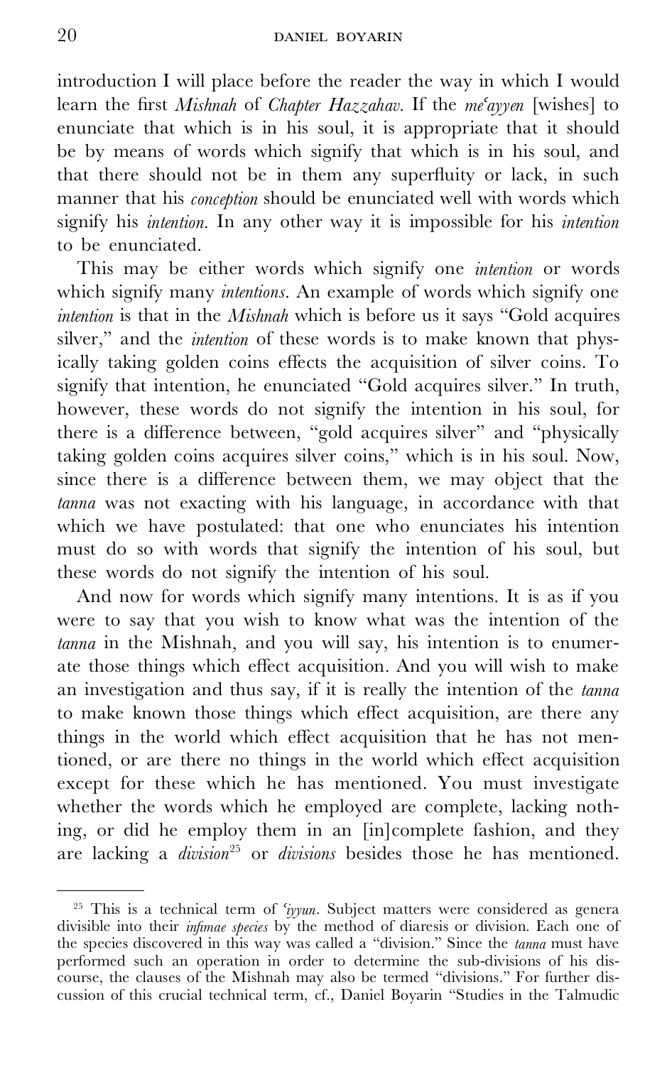introduction I will place before the reader the way in which I would learn the first *Mishnah* of *Chapter Hazzahav*. If the *meʿayyen* [wishes] to enunciate that which is in his soul, it is appropriate that it should be by means of words which signify that which is in his soul, and that there should not be in them any superfluity or lack, in such manner that his *conception* should be enunciated well with words which signify his *intention*. In any other way it is impossible for his *intention* to be enunciated.

This may be either words which signify one *intention* or words which signify many *intentions*. An example of words which signify one *intention* is that in the *Mishnah* which is before us it says "Gold acquires silver," and the *intention* of these words is to make known that physically taking golden coins effects the acquisition of silver coins. To signify that intention, he enunciated "Gold acquires silver." In truth, however, these words do not signify the intention in his soul, for there is a difference between, "gold acquires silver" and "physically taking golden coins acquires silver coins," which is in his soul. Now, since there is a difference between them, we may object that the *tanna* was not exacting with his language, in accordance with that which we have postulated: that one who enunciates his intention must do so with words that signify the intention of his soul, but these words do not signify the intention of his soul.

And now for words which signify many intentions. It is as if you were to say that you wish to know what was the intention of the *tanna* in the Mishnah, and you will say, his intention is to enumerate those things which effect acquisition. And you will wish to make an investigation and thus say, if it is really the intention of the *tanna* to make known those things which effect acquisition, are there any things in the world which effect acquisition that he has not mentioned, or are there no things in the world which effect acquisition except for these which he has mentioned. You must investigate whether the words which he employed are complete, lacking nothing, or did he employ them in an [in]complete fashion, and they are lacking a *division*[25] or *divisions* besides those he has mentioned.

---

[25] This is a technical term of *ʿiyyun*. Subject matters were considered as genera divisible into their *infimae species* by the method of diaresis or division. Each one of the species discovered in this way was called a "division." Since the *tanna* must have performed such an operation in order to determine the sub-divisions of his discourse, the clauses of the Mishnah may also be termed "divisions." For further discussion of this crucial technical term, cf., Daniel Boyarin "Studies in the Talmudic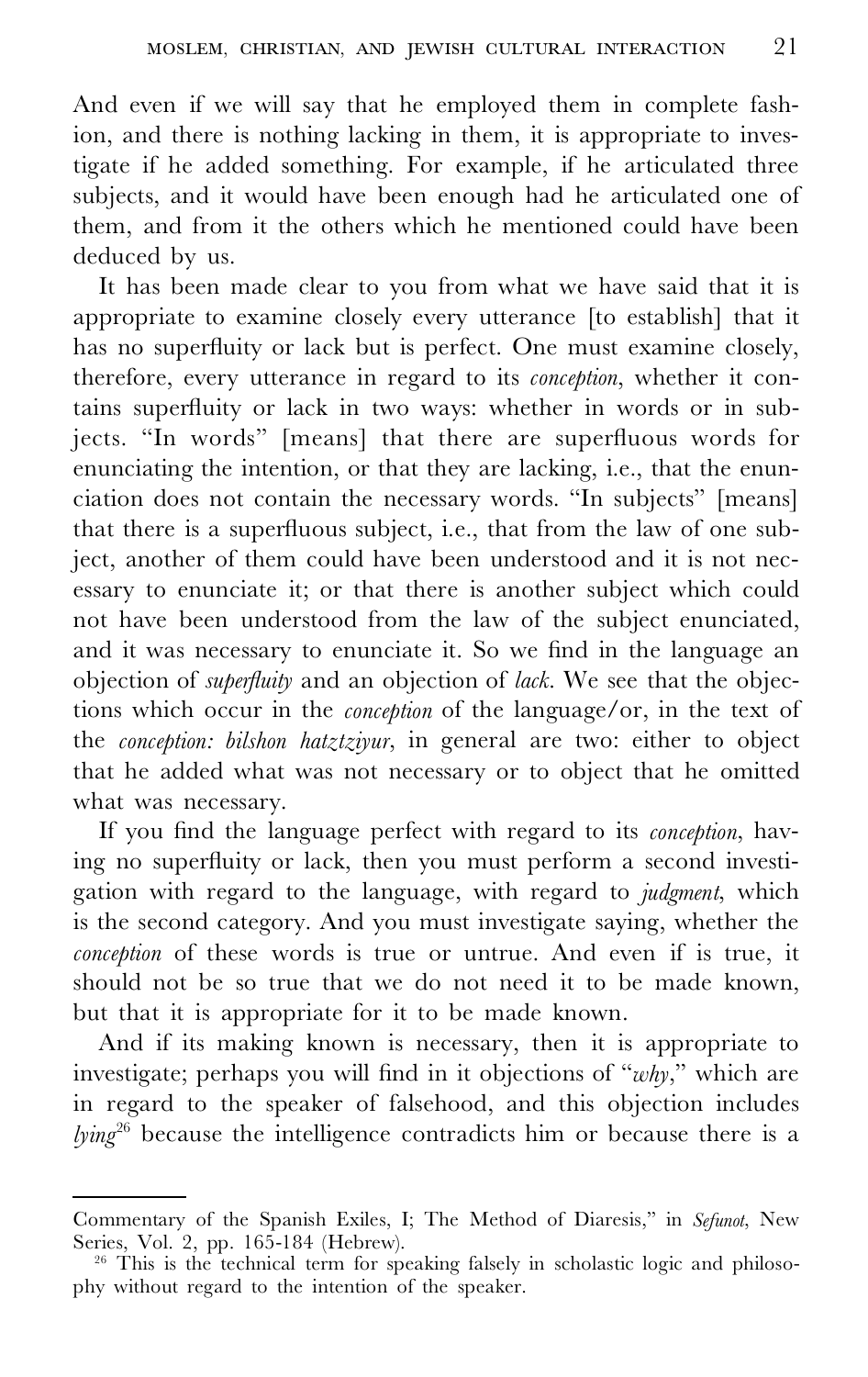And even if we will say that he employed them in complete fashion, and there is nothing lacking in them, it is appropriate to investigate if he added something. For example, if he articulated three subjects, and it would have been enough had he articulated one of them, and from it the others which he mentioned could have been deduced by us.

It has been made clear to you from what we have said that it is appropriate to examine closely every utterance [to establish] that it has no superfluity or lack but is perfect. One must examine closely, therefore, every utterance in regard to its *conception*, whether it contains superfluity or lack in two ways: whether in words or in subjects. "In words" [means] that there are superfluous words for enunciating the intention, or that they are lacking, i.e., that the enunciation does not contain the necessary words. "In subjects" [means] that there is a superfluous subject, i.e., that from the law of one subject, another of them could have been understood and it is not necessary to enunciate it; or that there is another subject which could not have been understood from the law of the subject enunciated, and it was necessary to enunciate it. So we find in the language an objection of *superfluity* and an objection of *lack*. We see that the objections which occur in the *conception* of the language/or, in the text of the *conception: bilshon hatztziyur*, in general are two: either to object that he added what was not necessary or to object that he omitted what was necessary.

If you find the language perfect with regard to its *conception*, having no superfluity or lack, then you must perform a second investigation with regard to the language, with regard to *judgment*, which is the second category. And you must investigate saying, whether the *conception* of these words is true or untrue. And even if is true, it should not be so true that we do not need it to be made known, but that it is appropriate for it to be made known.

And if its making known is necessary, then it is appropriate to investigate; perhaps you will find in it objections of "*why*," which are in regard to the speaker of falsehood, and this objection includes *lying*[26] because the intelligence contradicts him or because there is a

---

Commentary of the Spanish Exiles, I; The Method of Diaresis," in *Sefunot*, New Series, Vol. 2, pp. 165-184 (Hebrew).

[26] This is the technical term for speaking falsely in scholastic logic and philosophy without regard to the intention of the speaker.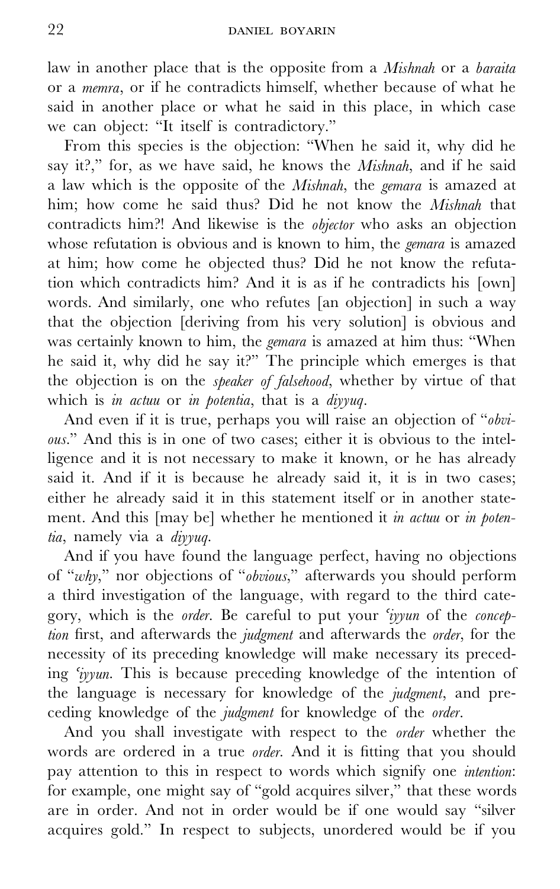law in another place that is the opposite from a *Mishnah* or a *baraita* or a *memra*, or if he contradicts himself, whether because of what he said in another place or what he said in this place, in which case we can object: "It itself is contradictory."

From this species is the objection: "When he said it, why did he say it?," for, as we have said, he knows the *Mishnah*, and if he said a law which is the opposite of the *Mishnah*, the *gemara* is amazed at him; how come he said thus? Did he not know the *Mishnah* that contradicts him?! And likewise is the *objector* who asks an objection whose refutation is obvious and is known to him, the *gemara* is amazed at him; how come he objected thus? Did he not know the refutation which contradicts him? And it is as if he contradicts his [own] words. And similarly, one who refutes [an objection] in such a way that the objection [deriving from his very solution] is obvious and was certainly known to him, the *gemara* is amazed at him thus: "When he said it, why did he say it?" The principle which emerges is that the objection is on the *speaker of falsehood*, whether by virtue of that which is *in actuu* or *in potentia*, that is a *diyyuq*.

And even if it is true, perhaps you will raise an objection of "*obvious*." And this is in one of two cases; either it is obvious to the intelligence and it is not necessary to make it known, or he has already said it. And if it is because he already said it, it is in two cases; either he already said it in this statement itself or in another statement. And this [may be] whether he mentioned it *in actuu* or *in potentia*, namely via a *diyyuq*.

And if you have found the language perfect, having no objections of "*why*," nor objections of "*obvious*," afterwards you should perform a third investigation of the language, with regard to the third category, which is the *order*. Be careful to put your *ʿiyyun* of the *conception* first, and afterwards the *judgment* and afterwards the *order*, for the necessity of its preceding knowledge will make necessary its preceding *ʿiyyun*. This is because preceding knowledge of the intention of the language is necessary for knowledge of the *judgment*, and preceding knowledge of the *judgment* for knowledge of the *order*.

And you shall investigate with respect to the *order* whether the words are ordered in a true *order*. And it is fitting that you should pay attention to this in respect to words which signify one *intention*: for example, one might say of "gold acquires silver," that these words are in order. And not in order would be if one would say "silver acquires gold." In respect to subjects, unordered would be if you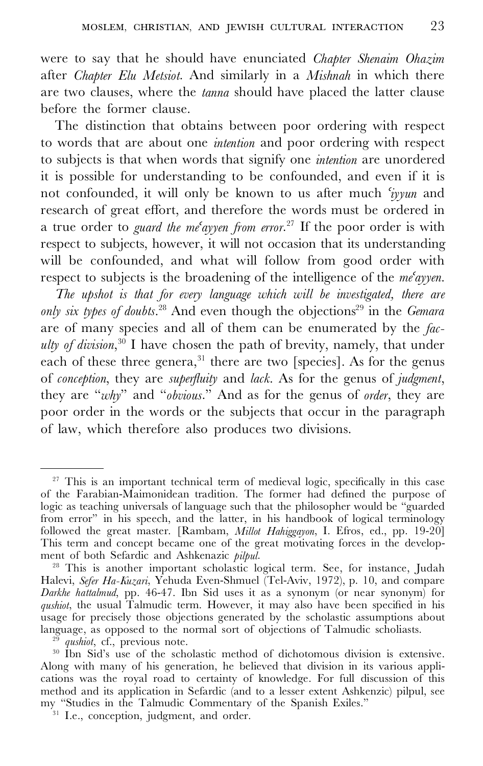were to say that he should have enunciated *Chapter Shenaim Ohazim* after *Chapter Elu Metsiot*. And similarly in a *Mishnah* in which there are two clauses, where the *tanna* should have placed the latter clause before the former clause.

The distinction that obtains between poor ordering with respect to words that are about one *intention* and poor ordering with respect to subjects is that when words that signify one *intention* are unordered it is possible for understanding to be confounded, and even if it is not confounded, it will only be known to us after much *ʿiyyun* and research of great effort, and therefore the words must be ordered in a true order to *guard the meʿayyen from error*.[27] If the poor order is with respect to subjects, however, it will not occasion that its understanding will be confounded, and what will follow from good order with respect to subjects is the broadening of the intelligence of the *meʿayyen*.

*The upshot is that for every language which will be investigated, there are only six types of doubts*.[28] And even though the objections[29] in the *Gemara* are of many species and all of them can be enumerated by the *faculty of division*,[30] I have chosen the path of brevity, namely, that under each of these three genera,[31] there are two [species]. As for the genus of *conception*, they are *superfluity* and *lack*. As for the genus of *judgment*, they are "*why*" and "*obvious*." And as for the genus of *order*, they are poor order in the words or the subjects that occur in the paragraph of law, which therefore also produces two divisions.

---

[27] This is an important technical term of medieval logic, specifically in this case of the Farabian-Maimonidean tradition. The former had defined the purpose of logic as teaching universals of language such that the philosopher would be "guarded from error" in his speech, and the latter, in his handbook of logical terminology followed the great master. [Rambam, *Millot Hahiggayon*, I. Efros, ed., pp. 19-20] This term and concept became one of the great motivating forces in the development of both Sefardic and Ashkenazic *pilpul*.

[28] This is another important scholastic logical term. See, for instance, Judah Halevi, *Sefer Ha-Kuzari*, Yehuda Even-Shmuel (Tel-Aviv, 1972), p. 10, and compare *Darkhe hattalmud*, pp. 46-47. Ibn Sid uses it as a synonym (or near synonym) for *qushiot*, the usual Talmudic term. However, it may also have been specified in his usage for precisely those objections generated by the scholastic assumptions about language, as opposed to the normal sort of objections of Talmudic scholiasts.

[29] *qushiot*, cf., previous note.

[30] Ibn Sid's use of the scholastic method of dichotomous division is extensive. Along with many of his generation, he believed that division in its various applications was the royal road to certainty of knowledge. For full discussion of this method and its application in Sefardic (and to a lesser extent Ashkenzic) pilpul, see my "Studies in the Talmudic Commentary of the Spanish Exiles."

[31] I.e., conception, judgment, and order.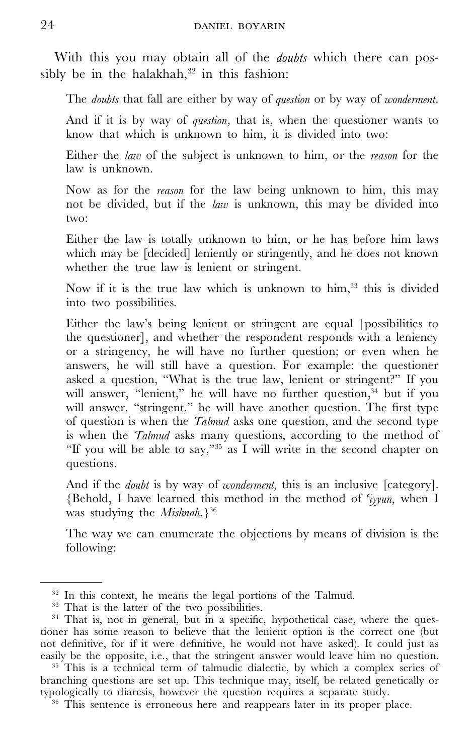With this you may obtain all of the *doubts* which there can possibly be in the halakhah,[32] in this fashion:

> The *doubts* that fall are either by way of *question* or by way of *wonderment*.
>
> And if it is by way of *question*, that is, when the questioner wants to know that which is unknown to him, it is divided into two:
>
> Either the *law* of the subject is unknown to him, or the *reason* for the law is unknown.
>
> Now as for the *reason* for the law being unknown to him, this may not be divided, but if the *law* is unknown, this may be divided into two:
>
> Either the law is totally unknown to him, or he has before him laws which may be [decided] leniently or stringently, and he does not known whether the true law is lenient or stringent.
>
> Now if it is the true law which is unknown to him,[33] this is divided into two possibilities.
>
> Either the law's being lenient or stringent are equal [possibilities to the questioner], and whether the respondent responds with a leniency or a stringency, he will have no further question; or even when he answers, he will still have a question. For example: the questioner asked a question, "What is the true law, lenient or stringent?" If you will answer, "lenient," he will have no further question,[34] but if you will answer, "stringent," he will have another question. The first type of question is when the *Talmud* asks one question, and the second type is when the *Talmud* asks many questions, according to the method of "If you will be able to say,"[35] as I will write in the second chapter on questions.
>
> And if the *doubt* is by way of *wonderment,* this is an inclusive [category]. {Behold, I have learned this method in the method of *'iyyun,* when I was studying the *Mishnah*.}[36]
>
> The way we can enumerate the objections by means of division is the following:

---

[32] In this context, he means the legal portions of the Talmud.

[33] That is the latter of the two possibilities.

[34] That is, not in general, but in a specific, hypothetical case, where the questioner has some reason to believe that the lenient option is the correct one (but not definitive, for if it were definitive, he would not have asked). It could just as easily be the opposite, i.e., that the stringent answer would leave him no question.

[35] This is a technical term of talmudic dialectic, by which a complex series of branching questions are set up. This technique may, itself, be related genetically or typologically to diaresis, however the question requires a separate study.

[36] This sentence is erroneous here and reappears later in its proper place.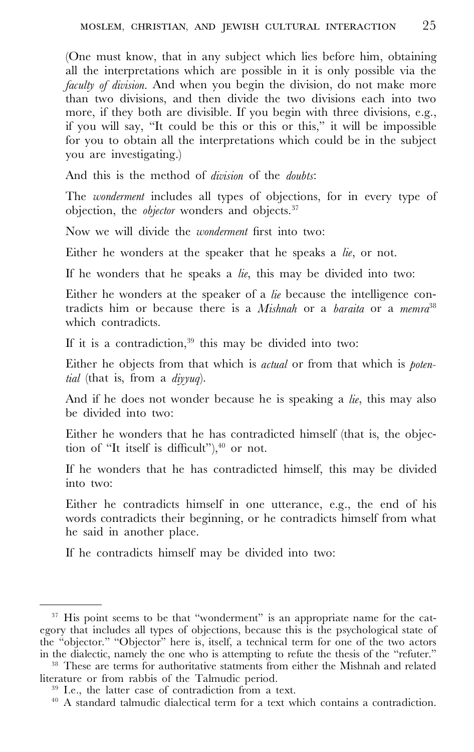(One must know, that in any subject which lies before him, obtaining all the interpretations which are possible in it is only possible via the *faculty of division*. And when you begin the division, do not make more than two divisions, and then divide the two divisions each into two more, if they both are divisible. If you begin with three divisions, e.g., if you will say, "It could be this or this or this," it will be impossible for you to obtain all the interpretations which could be in the subject you are investigating.)

And this is the method of *division* of the *doubts*:

The *wonderment* includes all types of objections, for in every type of objection, the *objector* wonders and objects.[37]

Now we will divide the *wonderment* first into two:

Either he wonders at the speaker that he speaks a *lie*, or not.

If he wonders that he speaks a *lie*, this may be divided into two:

Either he wonders at the speaker of a *lie* because the intelligence contradicts him or because there is a *Mishnah* or a *baraita* or a *memra*[38] which contradicts.

If it is a contradiction,[39] this may be divided into two:

Either he objects from that which is *actual* or from that which is *potential* (that is, from a *diyyuq*).

And if he does not wonder because he is speaking a *lie*, this may also be divided into two:

Either he wonders that he has contradicted himself (that is, the objection of "It itself is difficult"),[40] or not.

If he wonders that he has contradicted himself, this may be divided into two:

Either he contradicts himself in one utterance, e.g., the end of his words contradicts their beginning, or he contradicts himself from what he said in another place.

If he contradicts himself may be divided into two:

---

[37] His point seems to be that "wonderment" is an appropriate name for the category that includes all types of objections, because this is the psychological state of the "objector." "Objector" here is, itself, a technical term for one of the two actors in the dialectic, namely the one who is attempting to refute the thesis of the "refuter."

[38] These are terms for authoritative statments from either the Mishnah and related literature or from rabbis of the Talmudic period.

[39] I.e., the latter case of contradiction from a text.

[40] A standard talmudic dialectical term for a text which contains a contradiction.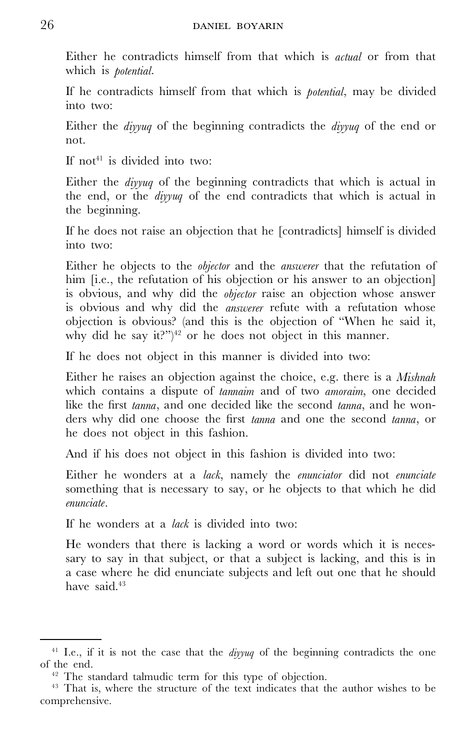Either he contradicts himself from that which is *actual* or from that which is *potential*.

If he contradicts himself from that which is *potential*, may be divided into two:

Either the *diyyuq* of the beginning contradicts the *diyyuq* of the end or not.

If not[41] is divided into two:

Either the *diyyuq* of the beginning contradicts that which is actual in the end, or the *diyyuq* of the end contradicts that which is actual in the beginning.

If he does not raise an objection that he [contradicts] himself is divided into two:

Either he objects to the *objector* and the *answerer* that the refutation of him [i.e., the refutation of his objection or his answer to an objection] is obvious, and why did the *objector* raise an objection whose answer is obvious and why did the *answerer* refute with a refutation whose objection is obvious? (and this is the objection of "When he said it, why did he say it?")[42] or he does not object in this manner.

If he does not object in this manner is divided into two:

Either he raises an objection against the choice, e.g. there is a *Mishnah* which contains a dispute of *tannaim* and of two *amoraim*, one decided like the first *tanna*, and one decided like the second *tanna*, and he wonders why did one choose the first *tanna* and one the second *tanna*, or he does not object in this fashion.

And if his does not object in this fashion is divided into two:

Either he wonders at a *lack*, namely the *enunciator* did not *enunciate* something that is necessary to say, or he objects to that which he did *enunciate*.

If he wonders at a *lack* is divided into two:

He wonders that there is lacking a word or words which it is necessary to say in that subject, or that a subject is lacking, and this is in a case where he did enunciate subjects and left out one that he should have said.[43]

---

[41] I.e., if it is not the case that the *diyyuq* of the beginning contradicts the one of the end.

[42] The standard talmudic term for this type of objection.

[43] That is, where the structure of the text indicates that the author wishes to be comprehensive.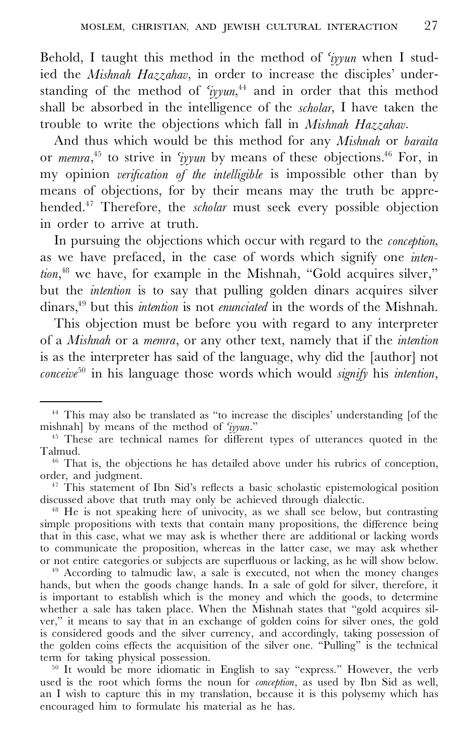Behold, I taught this method in the method of *'iyyun* when I studied the *Mishnah Hazzahav*, in order to increase the disciples' understanding of the method of *'iyyun*,[44] and in order that this method shall be absorbed in the intelligence of the *scholar*, I have taken the trouble to write the objections which fall in *Mishnah Hazzahav*.

And thus which would be this method for any *Mishnah* or *baraita* or *memra*,[45] to strive in *'iyyun* by means of these objections.[46] For, in my opinion *verification of the intelligible* is impossible other than by means of objections, for by their means may the truth be apprehended.[47] Therefore, the *scholar* must seek every possible objection in order to arrive at truth.

In pursuing the objections which occur with regard to the *conception*, as we have prefaced, in the case of words which signify one *intention*,[48] we have, for example in the Mishnah, "Gold acquires silver," but the *intention* is to say that pulling golden dinars acquires silver dinars,[49] but this *intention* is not *enunciated* in the words of the Mishnah.

This objection must be before you with regard to any interpreter of a *Mishnah* or a *memra*, or any other text, namely that if the *intention* is as the interpreter has said of the language, why did the [author] not *conceive*[50] in his language those words which would *signify* his *intention*,

---

[44] This may also be translated as "to increase the disciples' understanding [of the mishnah] by means of the method of *'iyyun*."

[45] These are technical names for different types of utterances quoted in the Talmud.

[46] That is, the objections he has detailed above under his rubrics of conception, order, and judgment.

[47] This statement of Ibn Sid's reflects a basic scholastic epistemological position discussed above that truth may only be achieved through dialectic.

[48] He is not speaking here of univocity, as we shall see below, but contrasting simple propositions with texts that contain many propositions, the difference being that in this case, what we may ask is whether there are additional or lacking words to communicate the proposition, whereas in the latter case, we may ask whether or not entire categories or subjects are superfluous or lacking, as he will show below.

[49] According to talmudic law, a sale is executed, not when the money changes hands, but when the goods change hands. In a sale of gold for silver, therefore, it is important to establish which is the money and which the goods, to determine whether a sale has taken place. When the Mishnah states that "gold acquires silver," it means to say that in an exchange of golden coins for silver ones, the gold is considered goods and the silver currency, and accordingly, taking possession of the golden coins effects the acquisition of the silver one. "Pulling" is the technical term for taking physical possession.

[50] It would be more idiomatic in English to say "express." However, the verb used is the root which forms the noun for *conception*, as used by Ibn Sid as well, an I wish to capture this in my translation, because it is this polysemy which has encouraged him to formulate his material as he has.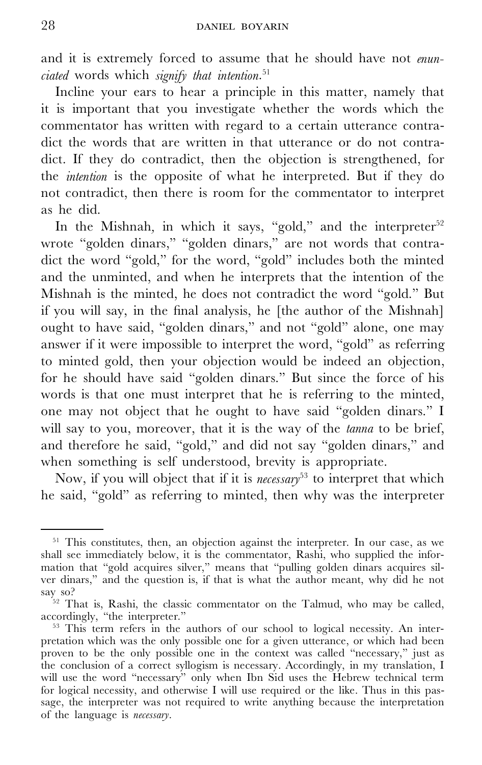and it is extremely forced to assume that he should have not *enunciated* words which *signify that intention*.[51]

Incline your ears to hear a principle in this matter, namely that it is important that you investigate whether the words which the commentator has written with regard to a certain utterance contradict the words that are written in that utterance or do not contradict. If they do contradict, then the objection is strengthened, for the *intention* is the opposite of what he interpreted. But if they do not contradict, then there is room for the commentator to interpret as he did.

In the Mishnah, in which it says, "gold," and the interpreter[52] wrote "golden dinars," "golden dinars," are not words that contradict the word "gold," for the word, "gold" includes both the minted and the unminted, and when he interprets that the intention of the Mishnah is the minted, he does not contradict the word "gold." But if you will say, in the final analysis, he [the author of the Mishnah] ought to have said, "golden dinars," and not "gold" alone, one may answer if it were impossible to interpret the word, "gold" as referring to minted gold, then your objection would be indeed an objection, for he should have said "golden dinars." But since the force of his words is that one must interpret that he is referring to the minted, one may not object that he ought to have said "golden dinars." I will say to you, moreover, that it is the way of the *tanna* to be brief, and therefore he said, "gold," and did not say "golden dinars," and when something is self understood, brevity is appropriate.

Now, if you will object that if it is *necessary*[53] to interpret that which he said, "gold" as referring to minted, then why was the interpreter

---

[51] This constitutes, then, an objection against the interpreter. In our case, as we shall see immediately below, it is the commentator, Rashi, who supplied the information that "gold acquires silver," means that "pulling golden dinars acquires silver dinars," and the question is, if that is what the author meant, why did he not say so?

[52] That is, Rashi, the classic commentator on the Talmud, who may be called, accordingly, "the interpreter."

[53] This term refers in the authors of our school to logical necessity. An interpretation which was the only possible one for a given utterance, or which had been proven to be the only possible one in the context was called "necessary," just as the conclusion of a correct syllogism is necessary. Accordingly, in my translation, I will use the word "necessary" only when Ibn Sid uses the Hebrew technical term for logical necessity, and otherwise I will use required or the like. Thus in this passage, the interpreter was not required to write anything because the interpretation of the language is *necessary*.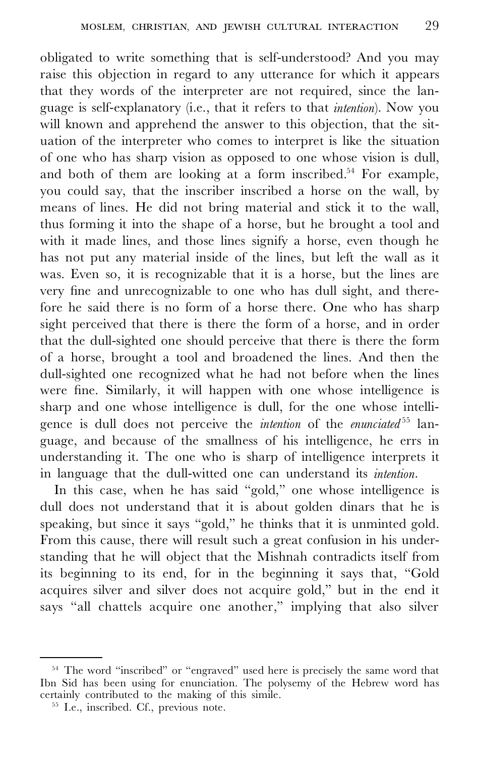obligated to write something that is self-understood? And you may raise this objection in regard to any utterance for which it appears that they words of the interpreter are not required, since the language is self-explanatory (i.e., that it refers to that *intention*). Now you will known and apprehend the answer to this objection, that the situation of the interpreter who comes to interpret is like the situation of one who has sharp vision as opposed to one whose vision is dull, and both of them are looking at a form inscribed.[54] For example, you could say, that the inscriber inscribed a horse on the wall, by means of lines. He did not bring material and stick it to the wall, thus forming it into the shape of a horse, but he brought a tool and with it made lines, and those lines signify a horse, even though he has not put any material inside of the lines, but left the wall as it was. Even so, it is recognizable that it is a horse, but the lines are very fine and unrecognizable to one who has dull sight, and therefore he said there is no form of a horse there. One who has sharp sight perceived that there is there the form of a horse, and in order that the dull-sighted one should perceive that there is there the form of a horse, brought a tool and broadened the lines. And then the dull-sighted one recognized what he had not before when the lines were fine. Similarly, it will happen with one whose intelligence is sharp and one whose intelligence is dull, for the one whose intelligence is dull does not perceive the *intention* of the *enunciated*[55] language, and because of the smallness of his intelligence, he errs in understanding it. The one who is sharp of intelligence interprets it in language that the dull-witted one can understand its *intention*.

In this case, when he has said "gold," one whose intelligence is dull does not understand that it is about golden dinars that he is speaking, but since it says "gold," he thinks that it is unminted gold. From this cause, there will result such a great confusion in his understanding that he will object that the Mishnah contradicts itself from its beginning to its end, for in the beginning it says that, "Gold acquires silver and silver does not acquire gold," but in the end it says "all chattels acquire one another," implying that also silver

[54] The word "inscribed" or "engraved" used here is precisely the same word that Ibn Sid has been using for enunciation. The polysemy of the Hebrew word has certainly contributed to the making of this simile.

[55] I.e., inscribed. Cf., previous note.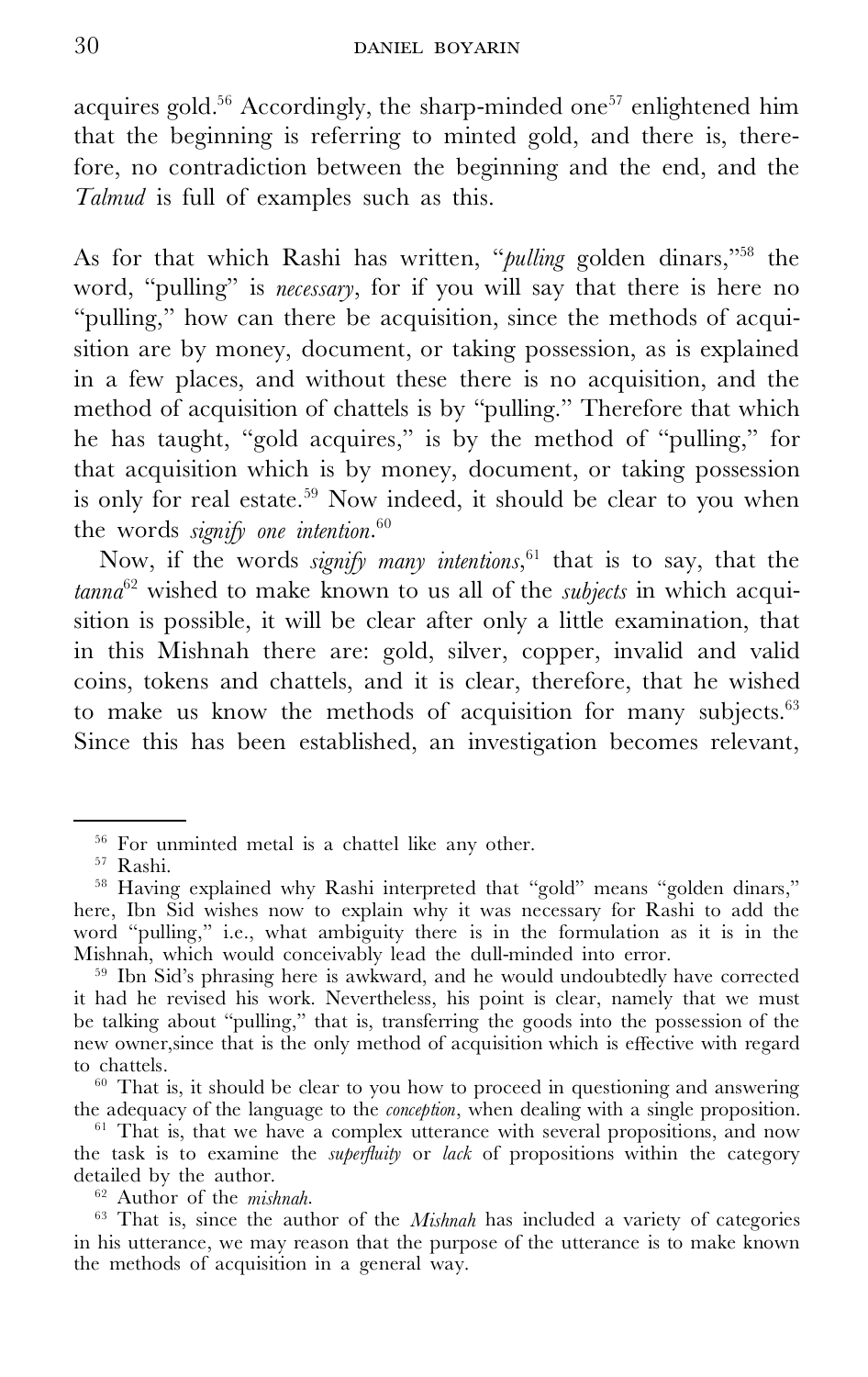acquires gold.[56] Accordingly, the sharp-minded one[57] enlightened him that the beginning is referring to minted gold, and there is, therefore, no contradiction between the beginning and the end, and the *Talmud* is full of examples such as this.

As for that which Rashi has written, "*pulling* golden dinars,"[58] the word, "pulling" is *necessary*, for if you will say that there is here no "pulling," how can there be acquisition, since the methods of acquisition are by money, document, or taking possession, as is explained in a few places, and without these there is no acquisition, and the method of acquisition of chattels is by "pulling." Therefore that which he has taught, "gold acquires," is by the method of "pulling," for that acquisition which is by money, document, or taking possession is only for real estate.[59] Now indeed, it should be clear to you when the words *signify one intention*.[60]

Now, if the words *signify many intentions*,[61] that is to say, that the *tanna*[62] wished to make known to us all of the *subjects* in which acquisition is possible, it will be clear after only a little examination, that in this Mishnah there are: gold, silver, copper, invalid and valid coins, tokens and chattels, and it is clear, therefore, that he wished to make us know the methods of acquisition for many subjects.[63] Since this has been established, an investigation becomes relevant,

---

[56] For unminted metal is a chattel like any other.

[57] Rashi.

[58] Having explained why Rashi interpreted that "gold" means "golden dinars," here, Ibn Sid wishes now to explain why it was necessary for Rashi to add the word "pulling," i.e., what ambiguity there is in the formulation as it is in the Mishnah, which would conceivably lead the dull-minded into error.

[59] Ibn Sid's phrasing here is awkward, and he would undoubtedly have corrected it had he revised his work. Nevertheless, his point is clear, namely that we must be talking about "pulling," that is, transferring the goods into the possession of the new owner,since that is the only method of acquisition which is effective with regard to chattels.

[60] That is, it should be clear to you how to proceed in questioning and answering the adequacy of the language to the *conception*, when dealing with a single proposition.

[61] That is, that we have a complex utterance with several propositions, and now the task is to examine the *superfluity* or *lack* of propositions within the category detailed by the author.

[62] Author of the *mishnah*.

[63] That is, since the author of the *Mishnah* has included a variety of categories in his utterance, we may reason that the purpose of the utterance is to make known the methods of acquisition in a general way.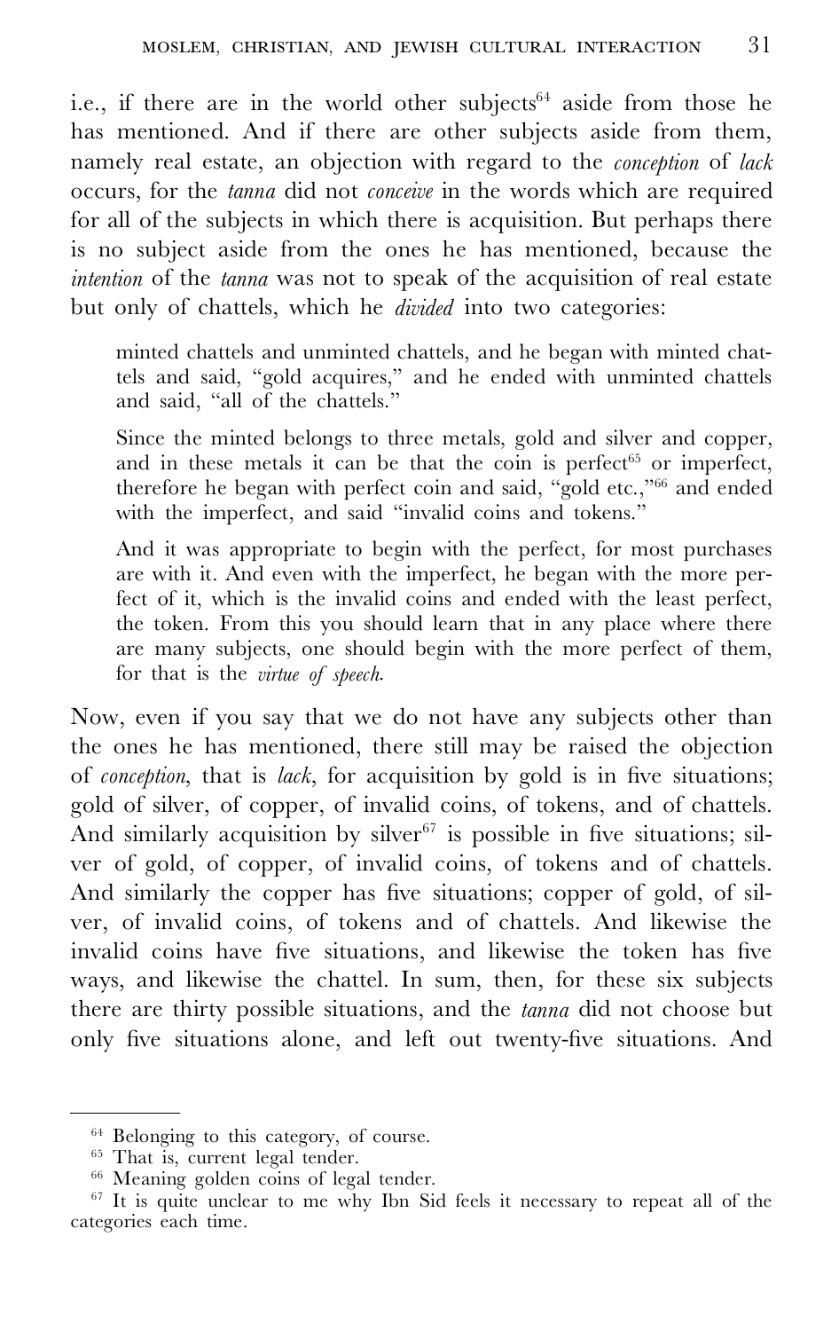i.e., if there are in the world other subjects[64] aside from those he has mentioned. And if there are other subjects aside from them, namely real estate, an objection with regard to the *conception* of *lack* occurs, for the *tanna* did not *conceive* in the words which are required for all of the subjects in which there is acquisition. But perhaps there is no subject aside from the ones he has mentioned, because the *intention* of the *tanna* was not to speak of the acquisition of real estate but only of chattels, which he *divided* into two categories:

> minted chattels and unminted chattels, and he began with minted chattels and said, "gold acquires," and he ended with unminted chattels and said, "all of the chattels."
>
> Since the minted belongs to three metals, gold and silver and copper, and in these metals it can be that the coin is perfect[65] or imperfect, therefore he began with perfect coin and said, "gold etc.,"[66] and ended with the imperfect, and said "invalid coins and tokens."
>
> And it was appropriate to begin with the perfect, for most purchases are with it. And even with the imperfect, he began with the more perfect of it, which is the invalid coins and ended with the least perfect, the token. From this you should learn that in any place where there are many subjects, one should begin with the more perfect of them, for that is the *virtue of speech*.

Now, even if you say that we do not have any subjects other than the ones he has mentioned, there still may be raised the objection of *conception*, that is *lack*, for acquisition by gold is in five situations; gold of silver, of copper, of invalid coins, of tokens, and of chattels. And similarly acquisition by silver[67] is possible in five situations; silver of gold, of copper, of invalid coins, of tokens and of chattels. And similarly the copper has five situations; copper of gold, of silver, of invalid coins, of tokens and of chattels. And likewise the invalid coins have five situations, and likewise the token has five ways, and likewise the chattel. In sum, then, for these six subjects there are thirty possible situations, and the *tanna* did not choose but only five situations alone, and left out twenty-five situations. And

[64] Belonging to this category, of course.

[65] That is, current legal tender.

[66] Meaning golden coins of legal tender.

[67] It is quite unclear to me why Ibn Sid feels it necessary to repeat all of the categories each time.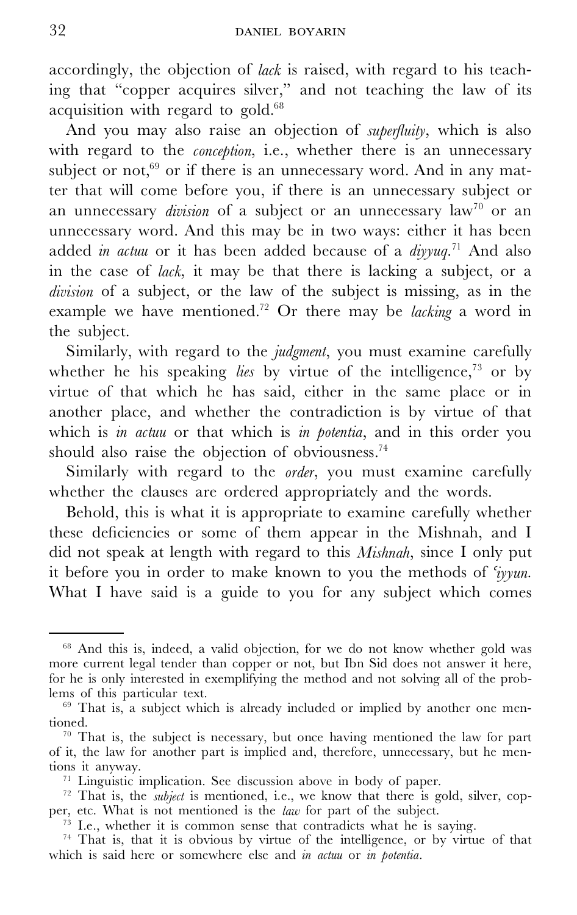accordingly, the objection of *lack* is raised, with regard to his teaching that "copper acquires silver," and not teaching the law of its acquisition with regard to gold.[68]

And you may also raise an objection of *superfluity*, which is also with regard to the *conception*, i.e., whether there is an unnecessary subject or not,[69] or if there is an unnecessary word. And in any matter that will come before you, if there is an unnecessary subject or an unnecessary *division* of a subject or an unnecessary law[70] or an unnecessary word. And this may be in two ways: either it has been added *in actuu* or it has been added because of a *diyyuq*.[71] And also in the case of *lack*, it may be that there is lacking a subject, or a *division* of a subject, or the law of the subject is missing, as in the example we have mentioned.[72] Or there may be *lacking* a word in the subject.

Similarly, with regard to the *judgment*, you must examine carefully whether he his speaking *lies* by virtue of the intelligence,[73] or by virtue of that which he has said, either in the same place or in another place, and whether the contradiction is by virtue of that which is *in actuu* or that which is *in potentia*, and in this order you should also raise the objection of obviousness.[74]

Similarly with regard to the *order*, you must examine carefully whether the clauses are ordered appropriately and the words.

Behold, this is what it is appropriate to examine carefully whether these deficiencies or some of them appear in the Mishnah, and I did not speak at length with regard to this *Mishnah*, since I only put it before you in order to make known to you the methods of *'iyyun*. What I have said is a guide to you for any subject which comes

---

[68] And this is, indeed, a valid objection, for we do not know whether gold was more current legal tender than copper or not, but Ibn Sid does not answer it here, for he is only interested in exemplifying the method and not solving all of the problems of this particular text.

[69] That is, a subject which is already included or implied by another one mentioned.

[70] That is, the subject is necessary, but once having mentioned the law for part of it, the law for another part is implied and, therefore, unnecessary, but he mentions it anyway.

[71] Linguistic implication. See discussion above in body of paper.

[72] That is, the *subject* is mentioned, i.e., we know that there is gold, silver, copper, etc. What is not mentioned is the *law* for part of the subject.

[73] I.e., whether it is common sense that contradicts what he is saying.

[74] That is, that it is obvious by virtue of the intelligence, or by virtue of that which is said here or somewhere else and *in actuu* or *in potentia*.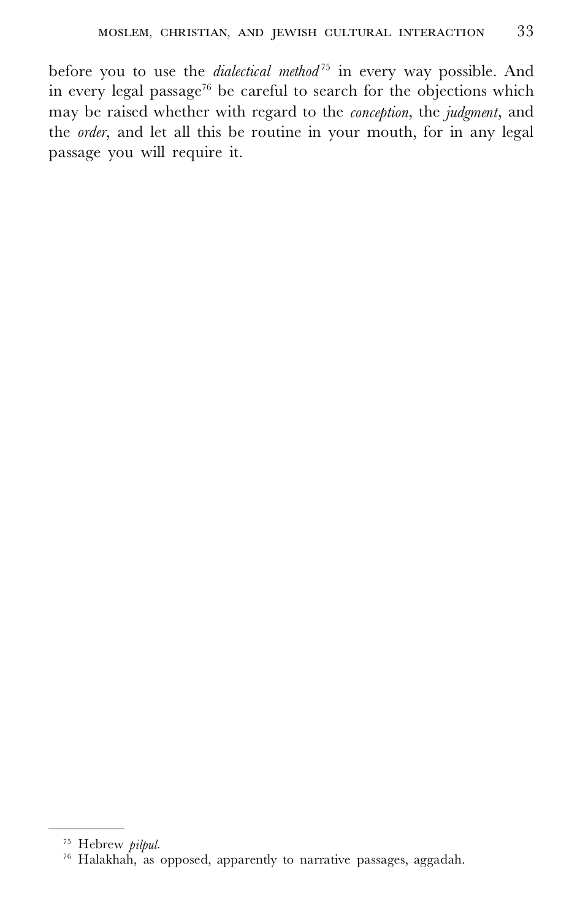before you to use the *dialectical method*[75] in every way possible. And in every legal passage[76] be careful to search for the objections which may be raised whether with regard to the *conception*, the *judgment*, and the *order*, and let all this be routine in your mouth, for in any legal passage you will require it.

---

[75] Hebrew *pilpul*.

[76] Halakhah, as opposed, apparently to narrative passages, aggadah.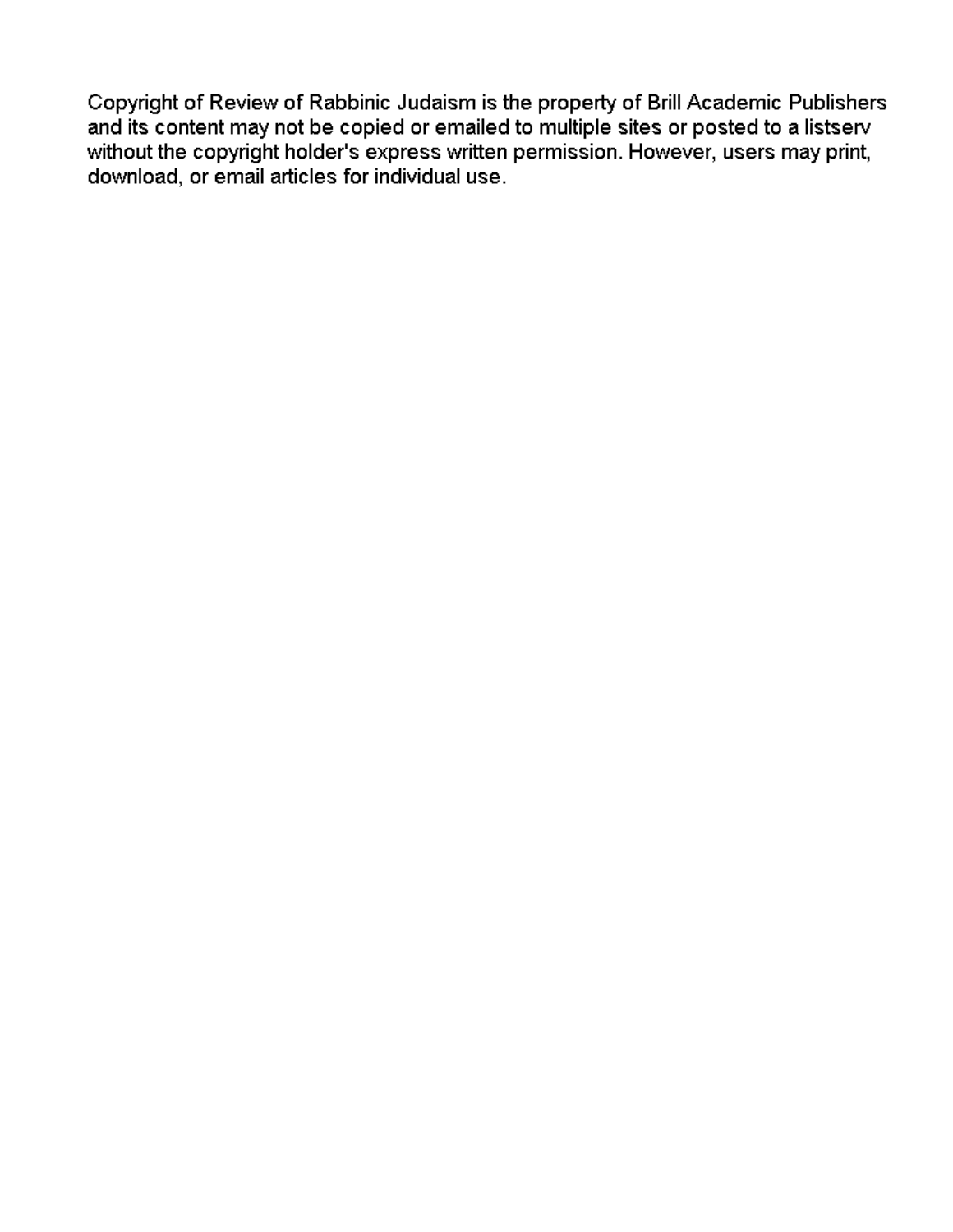Copyright of Review of Rabbinic Judaism is the property of Brill Academic Publishers and its content may not be copied or emailed to multiple sites or posted to a listserv without the copyright holder's express written permission. However, users may print, download, or email articles for individual use.